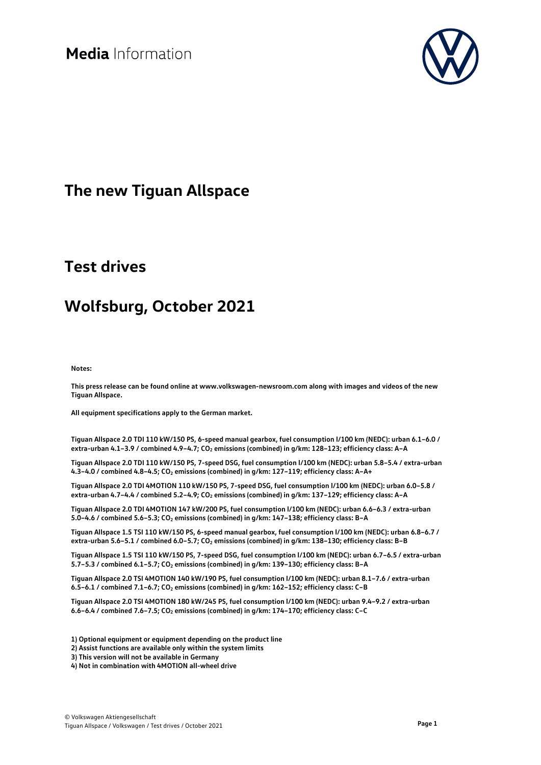**Media** Information

# The new Tiguan Allspace

# Test drives

# Wolfsburg, October 2021

**Notes:**

**This press release can be found online at www.volkswagen-newsroom.com along with images and videos of the new Tiguan Allspace.**

**All equipment specifications apply to the German market.**

**Tiguan Allspace 2.0 TDI 110 kW/150 PS, 6-speed manual gearbox, fuel consumption l/100 km (NEDC): urban 6.1–6.0 / extra-urban 4.1–3.9 / combined 4.9–4.7; $CO_2$ emissions (combined) in g/km: 128–123; efficiency class: A–A**

**Tiguan Allspace 2.0 TDI 110 kW/150 PS, 7-speed DSG, fuel consumption l/100 km (NEDC): urban 5.8–5.4 / extra-urban 4.3–4.0 / combined 4.8–4.5; $CO_2$ emissions (combined) in g/km: 127–119; efficiency class: A–A+**

**Tiguan Allspace 2.0 TDI 4MOTION 110 kW/150 PS, 7-speed DSG, fuel consumption l/100 km (NEDC): urban 6.0–5.8 / extra-urban 4.7–4.4 / combined 5.2–4.9; $CO_2$ emissions (combined) in g/km: 137–129; efficiency class: A–A**

**Tiguan Allspace 2.0 TDI 4MOTION 147 kW/200 PS, fuel consumption l/100 km (NEDC): urban 6.6–6.3 / extra-urban 5.0–4.6 / combined 5.6–5.3; $CO_2$ emissions (combined) in g/km: 147–138; efficiency class: B–A**

**Tiguan Allspace 1.5 TSI 110 kW/150 PS, 6-speed manual gearbox, fuel consumption l/100 km (NEDC): urban 6.8–6.7 / extra-urban 5.6–5.1 / combined 6.0–5.7; $CO_2$ emissions (combined) in g/km: 138–130; efficiency class: B–B**

**Tiguan Allspace 1.5 TSI 110 kW/150 PS, 7-speed DSG, fuel consumption l/100 km (NEDC): urban 6.7–6.5 / extra-urban 5.7–5.3 / combined 6.1–5.7; $CO_2$ emissions (combined) in g/km: 139–130; efficiency class: B–A**

**Tiguan Allspace 2.0 TSI 4MOTION 140 kW/190 PS, fuel consumption l/100 km (NEDC): urban 8.1–7.6 / extra-urban 6.5–6.1 / combined 7.1–6.7; $CO_2$ emissions (combined) in g/km: 162–152; efficiency class: C–B**

**Tiguan Allspace 2.0 TSI 4MOTION 180 kW/245 PS, fuel consumption l/100 km (NEDC): urban 9.4–9.2 / extra-urban 6.6–6.4 / combined 7.6–7.5; $CO_2$ emissions (combined) in g/km: 174–170; efficiency class: C–C**

**1) Optional equipment or equipment depending on the product line**
**2) Assist functions are available only within the system limits**
**3) This version will not be available in Germany**
**4) Not in combination with 4MOTION all-wheel drive**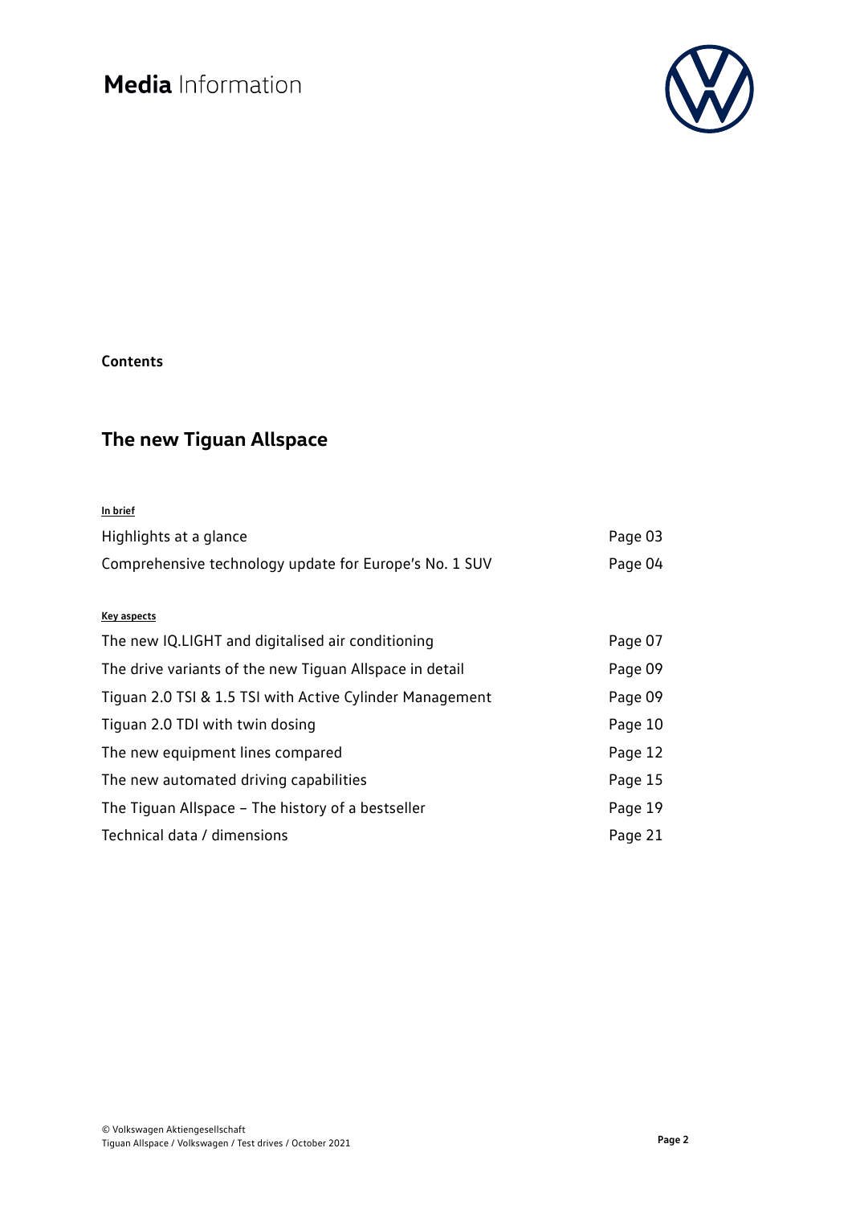**Contents**

## The new Tiguan Allspace

**In brief**

| | |
|---|---|
| Highlights at a glance | Page 03 |
| Comprehensive technology update for Europe's No. 1 SUV | Page 04 |

**Key aspects**

| | |
|---|---|
| The new IQ.LIGHT and digitalised air conditioning | Page 07 |
| The drive variants of the new Tiguan Allspace in detail | Page 09 |
| Tiguan 2.0 TSI & 1.5 TSI with Active Cylinder Management | Page 09 |
| Tiguan 2.0 TDI with twin dosing | Page 10 |
| The new equipment lines compared | Page 12 |
| The new automated driving capabilities | Page 15 |
| The Tiguan Allspace – The history of a bestseller | Page 19 |
| Technical data / dimensions | Page 21 |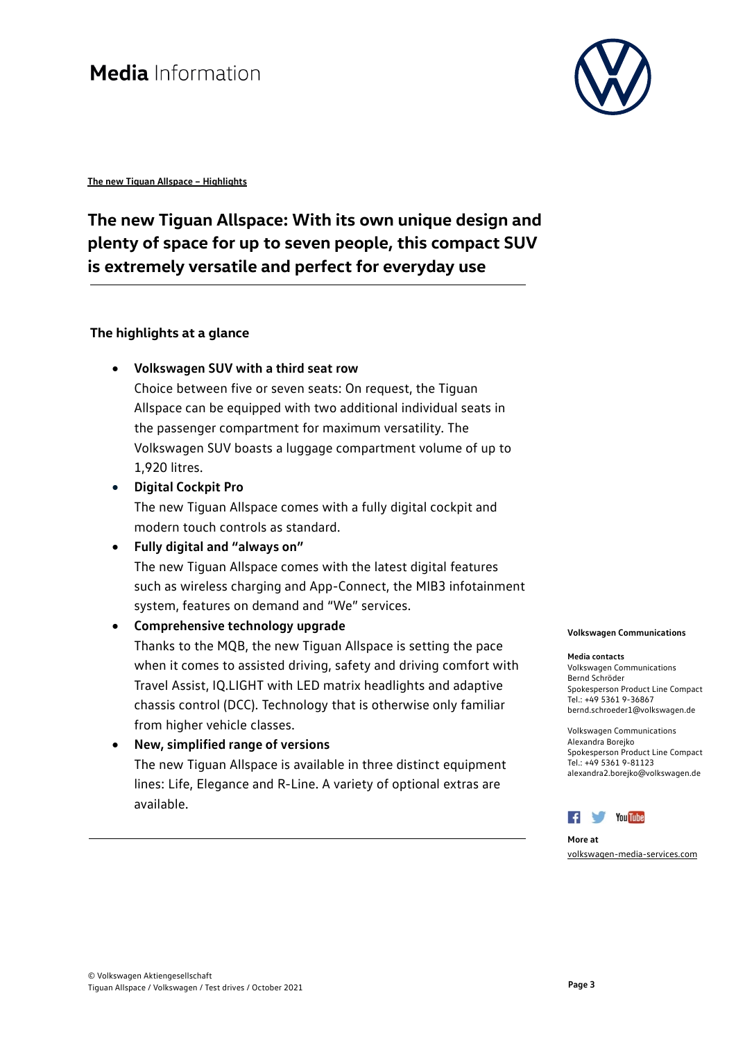**The new Tiguan Allspace – Highlights**

# The new Tiguan Allspace: With its own unique design and plenty of space for up to seven people, this compact SUV is extremely versatile and perfect for everyday use

## The highlights at a glance

- **Volkswagen SUV with a third seat row**
  Choice between five or seven seats: On request, the Tiguan Allspace can be equipped with two additional individual seats in the passenger compartment for maximum versatility. The Volkswagen SUV boasts a luggage compartment volume of up to 1,920 litres.
- **Digital Cockpit Pro**
  The new Tiguan Allspace comes with a fully digital cockpit and modern touch controls as standard.
- **Fully digital and "always on"**
  The new Tiguan Allspace comes with the latest digital features such as wireless charging and App-Connect, the MIB3 infotainment system, features on demand and "We" services.
- **Comprehensive technology upgrade**
  Thanks to the MQB, the new Tiguan Allspace is setting the pace when it comes to assisted driving, safety and driving comfort with Travel Assist, IQ.LIGHT with LED matrix headlights and adaptive chassis control (DCC). Technology that is otherwise only familiar from higher vehicle classes.
- **New, simplified range of versions**
  The new Tiguan Allspace is available in three distinct equipment lines: Life, Elegance and R-Line. A variety of optional extras are available.

**Volkswagen Communications**

**Media contacts**
Volkswagen Communications
Bernd Schröder
Spokesperson Product Line Compact
Tel.: +49 5361 9-36867
bernd.schroeder1@volkswagen.de

Volkswagen Communications
Alexandra Borejko
Spokesperson Product Line Compact
Tel.: +49 5361 9-81123
alexandra2.borejko@volkswagen.de

**More at**
volkswagen-media-services.com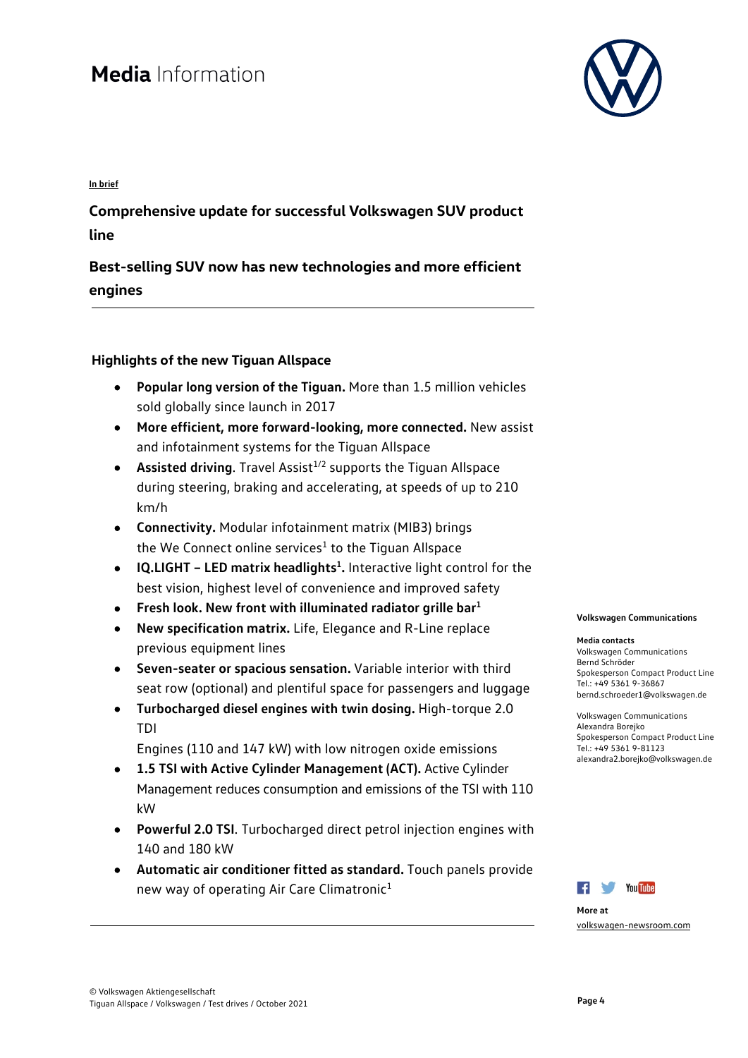# Media Information

In brief

## Comprehensive update for successful Volkswagen SUV product line

## Best-selling SUV now has new technologies and more efficient engines

### Highlights of the new Tiguan Allspace

- **Popular long version of the Tiguan.** More than 1.5 million vehicles sold globally since launch in 2017
- **More efficient, more forward-looking, more connected.** New assist and infotainment systems for the Tiguan Allspace
- **Assisted driving**. Travel Assist[1/2] supports the Tiguan Allspace during steering, braking and accelerating, at speeds of up to 210 km/h
- **Connectivity.** Modular infotainment matrix (MIB3) brings the We Connect online services[1] to the Tiguan Allspace
- **IQ.LIGHT – LED matrix headlights[1].** Interactive light control for the best vision, highest level of convenience and improved safety
- **Fresh look. New front with illuminated radiator grille bar[1]**
- **New specification matrix.** Life, Elegance and R-Line replace previous equipment lines
- **Seven-seater or spacious sensation.** Variable interior with third seat row (optional) and plentiful space for passengers and luggage
- **Turbocharged diesel engines with twin dosing.** High-torque 2.0 TDI

  Engines (110 and 147 kW) with low nitrogen oxide emissions
- **1.5 TSI with Active Cylinder Management (ACT).** Active Cylinder Management reduces consumption and emissions of the TSI with 110 kW
- **Powerful 2.0 TSI**. Turbocharged direct petrol injection engines with 140 and 180 kW
- **Automatic air conditioner fitted as standard.** Touch panels provide new way of operating Air Care Climatronic[1]

**Volkswagen Communications**

**Media contacts**

Volkswagen Communications
Bernd Schröder
Spokesperson Compact Product Line
Tel.: +49 5361 9-36867
bernd.schroeder1@volkswagen.de

Volkswagen Communications
Alexandra Borejko
Spokesperson Compact Product Line
Tel.: +49 5361 9-81123
alexandra2.borejko@volkswagen.de

**More at**
volkswagen-newsroom.com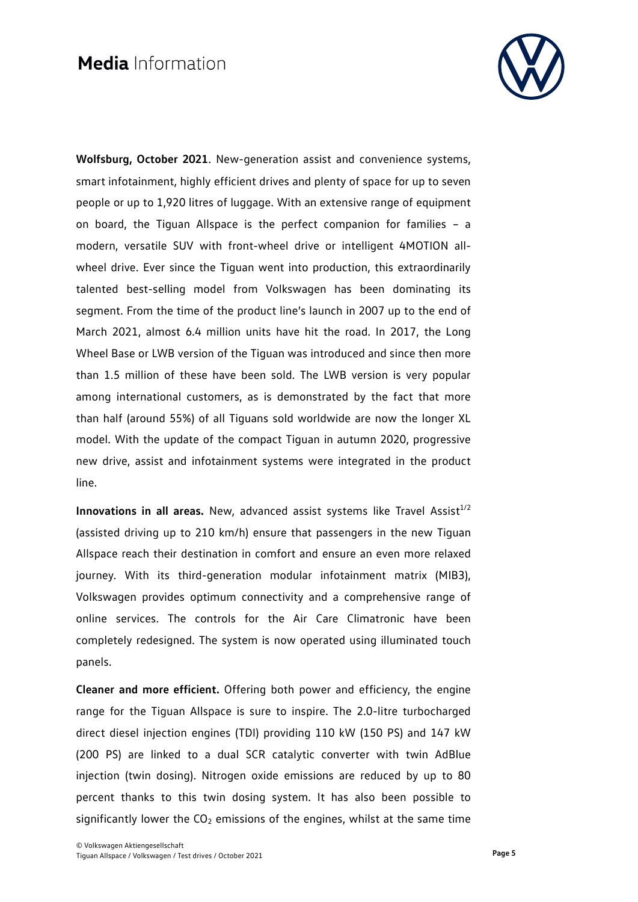**Wolfsburg, October 2021**. New-generation assist and convenience systems, smart infotainment, highly efficient drives and plenty of space for up to seven people or up to 1,920 litres of luggage. With an extensive range of equipment on board, the Tiguan Allspace is the perfect companion for families – a modern, versatile SUV with front-wheel drive or intelligent 4MOTION all-wheel drive. Ever since the Tiguan went into production, this extraordinarily talented best-selling model from Volkswagen has been dominating its segment. From the time of the product line's launch in 2007 up to the end of March 2021, almost 6.4 million units have hit the road. In 2017, the Long Wheel Base or LWB version of the Tiguan was introduced and since then more than 1.5 million of these have been sold. The LWB version is very popular among international customers, as is demonstrated by the fact that more than half (around 55%) of all Tiguans sold worldwide are now the longer XL model. With the update of the compact Tiguan in autumn 2020, progressive new drive, assist and infotainment systems were integrated in the product line.

**Innovations in all areas.** New, advanced assist systems like Travel Assist[1/2] (assisted driving up to 210 km/h) ensure that passengers in the new Tiguan Allspace reach their destination in comfort and ensure an even more relaxed journey. With its third-generation modular infotainment matrix (MIB3), Volkswagen provides optimum connectivity and a comprehensive range of online services. The controls for the Air Care Climatronic have been completely redesigned. The system is now operated using illuminated touch panels.

**Cleaner and more efficient.** Offering both power and efficiency, the engine range for the Tiguan Allspace is sure to inspire. The 2.0-litre turbocharged direct diesel injection engines (TDI) providing 110 kW (150 PS) and 147 kW (200 PS) are linked to a dual SCR catalytic converter with twin AdBlue injection (twin dosing). Nitrogen oxide emissions are reduced by up to 80 percent thanks to this twin dosing system. It has also been possible to significantly lower the $CO_2$ emissions of the engines, whilst at the same time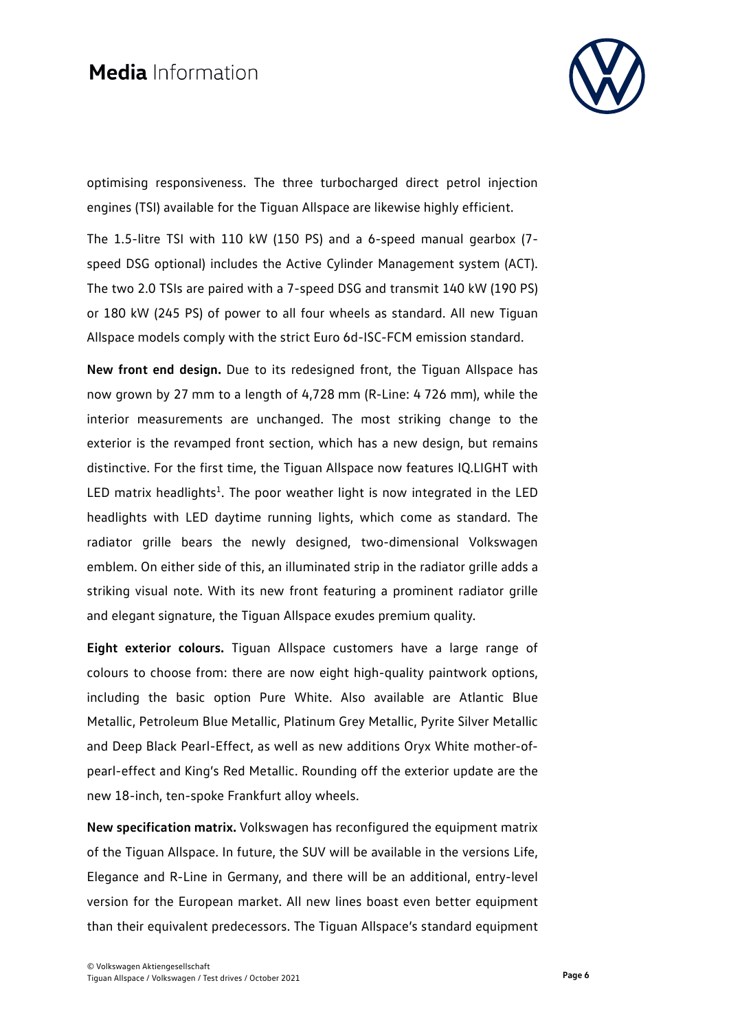optimising responsiveness. The three turbocharged direct petrol injection engines (TSI) available for the Tiguan Allspace are likewise highly efficient.

The 1.5-litre TSI with 110 kW (150 PS) and a 6-speed manual gearbox (7-speed DSG optional) includes the Active Cylinder Management system (ACT). The two 2.0 TSIs are paired with a 7-speed DSG and transmit 140 kW (190 PS) or 180 kW (245 PS) of power to all four wheels as standard. All new Tiguan Allspace models comply with the strict Euro 6d-ISC-FCM emission standard.

**New front end design.** Due to its redesigned front, the Tiguan Allspace has now grown by 27 mm to a length of 4,728 mm (R-Line: 4 726 mm), while the interior measurements are unchanged. The most striking change to the exterior is the revamped front section, which has a new design, but remains distinctive. For the first time, the Tiguan Allspace now features IQ.LIGHT with LED matrix headlights[1]. The poor weather light is now integrated in the LED headlights with LED daytime running lights, which come as standard. The radiator grille bears the newly designed, two-dimensional Volkswagen emblem. On either side of this, an illuminated strip in the radiator grille adds a striking visual note. With its new front featuring a prominent radiator grille and elegant signature, the Tiguan Allspace exudes premium quality.

**Eight exterior colours.** Tiguan Allspace customers have a large range of colours to choose from: there are now eight high-quality paintwork options, including the basic option Pure White. Also available are Atlantic Blue Metallic, Petroleum Blue Metallic, Platinum Grey Metallic, Pyrite Silver Metallic and Deep Black Pearl-Effect, as well as new additions Oryx White mother-of-pearl-effect and King's Red Metallic. Rounding off the exterior update are the new 18-inch, ten-spoke Frankfurt alloy wheels.

**New specification matrix.** Volkswagen has reconfigured the equipment matrix of the Tiguan Allspace. In future, the SUV will be available in the versions Life, Elegance and R-Line in Germany, and there will be an additional, entry-level version for the European market. All new lines boast even better equipment than their equivalent predecessors. The Tiguan Allspace's standard equipment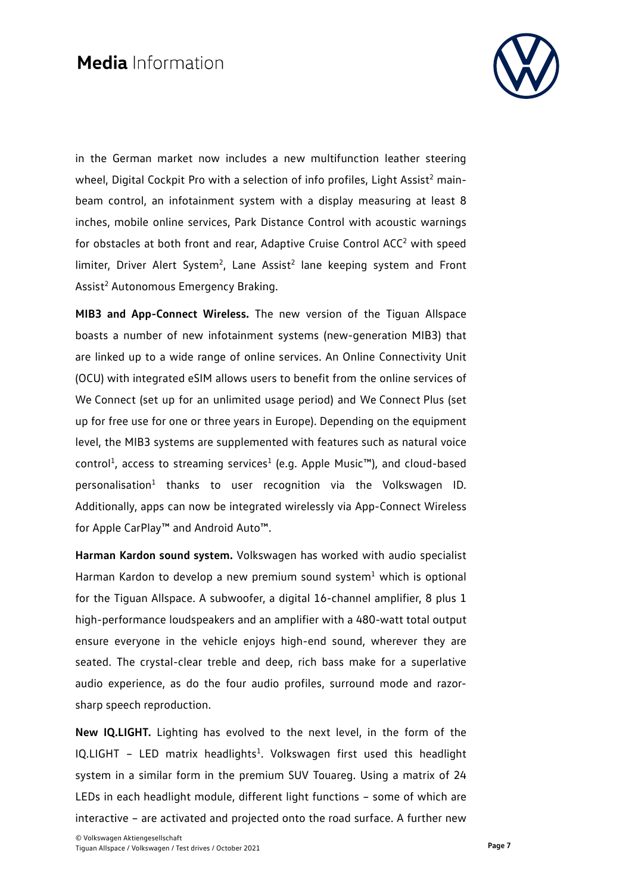in the German market now includes a new multifunction leather steering wheel, Digital Cockpit Pro with a selection of info profiles, Light Assist[2] main-beam control, an infotainment system with a display measuring at least 8 inches, mobile online services, Park Distance Control with acoustic warnings for obstacles at both front and rear, Adaptive Cruise Control ACC[2] with speed limiter, Driver Alert System[2], Lane Assist[2] lane keeping system and Front Assist[2] Autonomous Emergency Braking.

**MIB3 and App-Connect Wireless.** The new version of the Tiguan Allspace boasts a number of new infotainment systems (new-generation MIB3) that are linked up to a wide range of online services. An Online Connectivity Unit (OCU) with integrated eSIM allows users to benefit from the online services of We Connect (set up for an unlimited usage period) and We Connect Plus (set up for free use for one or three years in Europe). Depending on the equipment level, the MIB3 systems are supplemented with features such as natural voice control[1], access to streaming services[1] (e.g. Apple Music™), and cloud-based personalisation[1] thanks to user recognition via the Volkswagen ID. Additionally, apps can now be integrated wirelessly via App-Connect Wireless for Apple CarPlay™ and Android Auto™.

**Harman Kardon sound system.** Volkswagen has worked with audio specialist Harman Kardon to develop a new premium sound system[1] which is optional for the Tiguan Allspace. A subwoofer, a digital 16-channel amplifier, 8 plus 1 high-performance loudspeakers and an amplifier with a 480-watt total output ensure everyone in the vehicle enjoys high-end sound, wherever they are seated. The crystal-clear treble and deep, rich bass make for a superlative audio experience, as do the four audio profiles, surround mode and razor-sharp speech reproduction.

**New IQ.LIGHT.** Lighting has evolved to the next level, in the form of the IQ.LIGHT – LED matrix headlights[1]. Volkswagen first used this headlight system in a similar form in the premium SUV Touareg. Using a matrix of 24 LEDs in each headlight module, different light functions – some of which are interactive – are activated and projected onto the road surface. A further new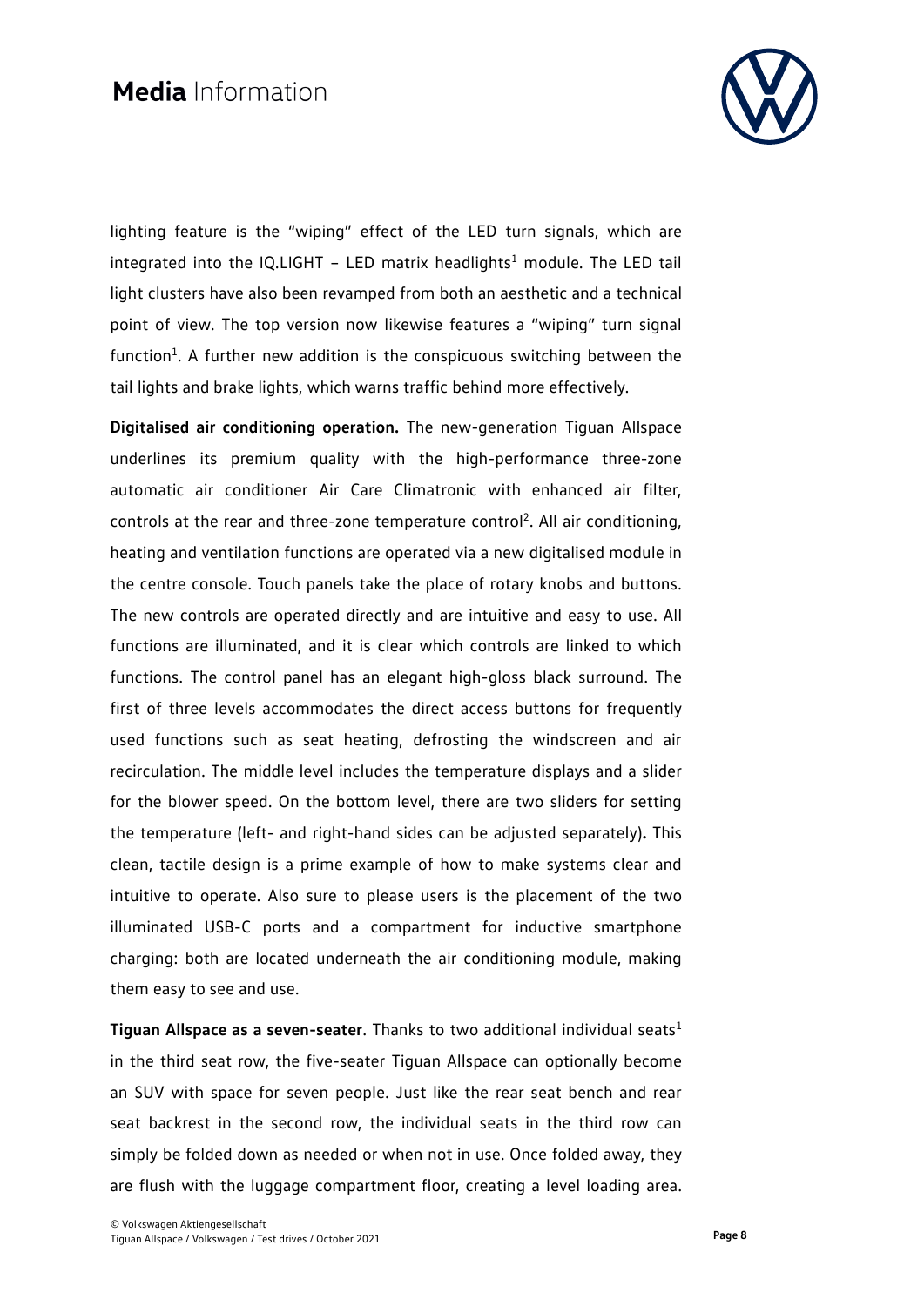lighting feature is the "wiping" effect of the LED turn signals, which are integrated into the IQ.LIGHT – LED matrix headlights[1] module. The LED tail light clusters have also been revamped from both an aesthetic and a technical point of view. The top version now likewise features a "wiping" turn signal function[1]. A further new addition is the conspicuous switching between the tail lights and brake lights, which warns traffic behind more effectively.

**Digitalised air conditioning operation.** The new-generation Tiguan Allspace underlines its premium quality with the high-performance three-zone automatic air conditioner Air Care Climatronic with enhanced air filter, controls at the rear and three-zone temperature control[2]. All air conditioning, heating and ventilation functions are operated via a new digitalised module in the centre console. Touch panels take the place of rotary knobs and buttons. The new controls are operated directly and are intuitive and easy to use. All functions are illuminated, and it is clear which controls are linked to which functions. The control panel has an elegant high-gloss black surround. The first of three levels accommodates the direct access buttons for frequently used functions such as seat heating, defrosting the windscreen and air recirculation. The middle level includes the temperature displays and a slider for the blower speed. On the bottom level, there are two sliders for setting the temperature (left- and right-hand sides can be adjusted separately)**.** This clean, tactile design is a prime example of how to make systems clear and intuitive to operate. Also sure to please users is the placement of the two illuminated USB-C ports and a compartment for inductive smartphone charging: both are located underneath the air conditioning module, making them easy to see and use.

**Tiguan Allspace as a seven-seater**. Thanks to two additional individual seats[1] in the third seat row, the five-seater Tiguan Allspace can optionally become an SUV with space for seven people. Just like the rear seat bench and rear seat backrest in the second row, the individual seats in the third row can simply be folded down as needed or when not in use. Once folded away, they are flush with the luggage compartment floor, creating a level loading area.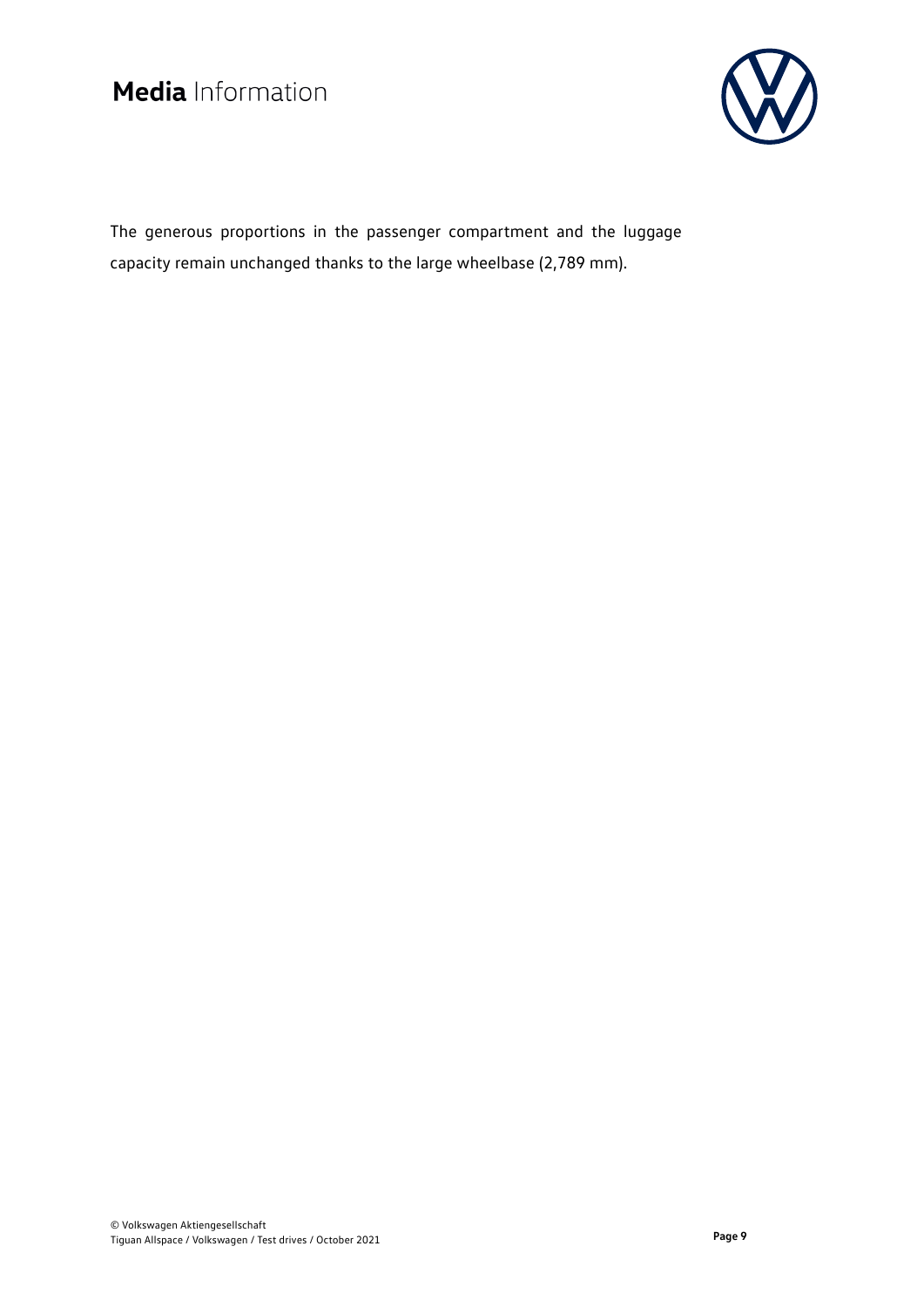The generous proportions in the passenger compartment and the luggage capacity remain unchanged thanks to the large wheelbase (2,789 mm).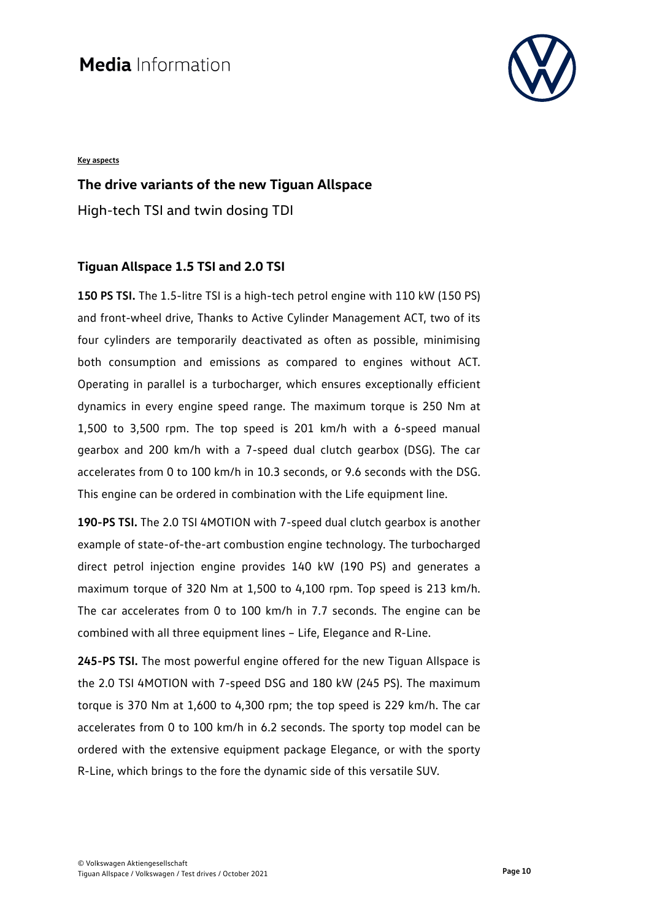**Key aspects**

## The drive variants of the new Tiguan Allspace

High-tech TSI and twin dosing TDI

### Tiguan Allspace 1.5 TSI and 2.0 TSI

**150 PS TSI.** The 1.5-litre TSI is a high-tech petrol engine with 110 kW (150 PS) and front-wheel drive, Thanks to Active Cylinder Management ACT, two of its four cylinders are temporarily deactivated as often as possible, minimising both consumption and emissions as compared to engines without ACT. Operating in parallel is a turbocharger, which ensures exceptionally efficient dynamics in every engine speed range. The maximum torque is 250 Nm at 1,500 to 3,500 rpm. The top speed is 201 km/h with a 6-speed manual gearbox and 200 km/h with a 7-speed dual clutch gearbox (DSG). The car accelerates from 0 to 100 km/h in 10.3 seconds, or 9.6 seconds with the DSG. This engine can be ordered in combination with the Life equipment line.

**190-PS TSI.** The 2.0 TSI 4MOTION with 7-speed dual clutch gearbox is another example of state-of-the-art combustion engine technology. The turbocharged direct petrol injection engine provides 140 kW (190 PS) and generates a maximum torque of 320 Nm at 1,500 to 4,100 rpm. Top speed is 213 km/h. The car accelerates from 0 to 100 km/h in 7.7 seconds. The engine can be combined with all three equipment lines – Life, Elegance and R-Line.

**245-PS TSI.** The most powerful engine offered for the new Tiguan Allspace is the 2.0 TSI 4MOTION with 7-speed DSG and 180 kW (245 PS). The maximum torque is 370 Nm at 1,600 to 4,300 rpm; the top speed is 229 km/h. The car accelerates from 0 to 100 km/h in 6.2 seconds. The sporty top model can be ordered with the extensive equipment package Elegance, or with the sporty R-Line, which brings to the fore the dynamic side of this versatile SUV.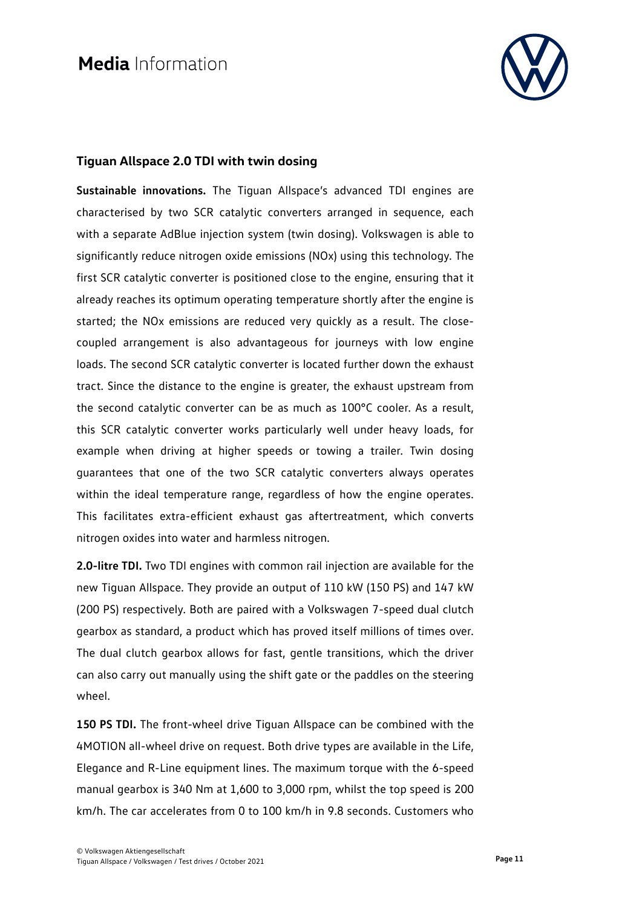## Tiguan Allspace 2.0 TDI with twin dosing

**Sustainable innovations.** The Tiguan Allspace's advanced TDI engines are characterised by two SCR catalytic converters arranged in sequence, each with a separate AdBlue injection system (twin dosing). Volkswagen is able to significantly reduce nitrogen oxide emissions (NOx) using this technology. The first SCR catalytic converter is positioned close to the engine, ensuring that it already reaches its optimum operating temperature shortly after the engine is started; the NOx emissions are reduced very quickly as a result. The close-coupled arrangement is also advantageous for journeys with low engine loads. The second SCR catalytic converter is located further down the exhaust tract. Since the distance to the engine is greater, the exhaust upstream from the second catalytic converter can be as much as 100°C cooler. As a result, this SCR catalytic converter works particularly well under heavy loads, for example when driving at higher speeds or towing a trailer. Twin dosing guarantees that one of the two SCR catalytic converters always operates within the ideal temperature range, regardless of how the engine operates. This facilitates extra-efficient exhaust gas aftertreatment, which converts nitrogen oxides into water and harmless nitrogen.

**2.0-litre TDI.** Two TDI engines with common rail injection are available for the new Tiguan Allspace. They provide an output of 110 kW (150 PS) and 147 kW (200 PS) respectively. Both are paired with a Volkswagen 7-speed dual clutch gearbox as standard, a product which has proved itself millions of times over. The dual clutch gearbox allows for fast, gentle transitions, which the driver can also carry out manually using the shift gate or the paddles on the steering wheel.

**150 PS TDI.** The front-wheel drive Tiguan Allspace can be combined with the 4MOTION all-wheel drive on request. Both drive types are available in the Life, Elegance and R-Line equipment lines. The maximum torque with the 6-speed manual gearbox is 340 Nm at 1,600 to 3,000 rpm, whilst the top speed is 200 km/h. The car accelerates from 0 to 100 km/h in 9.8 seconds. Customers who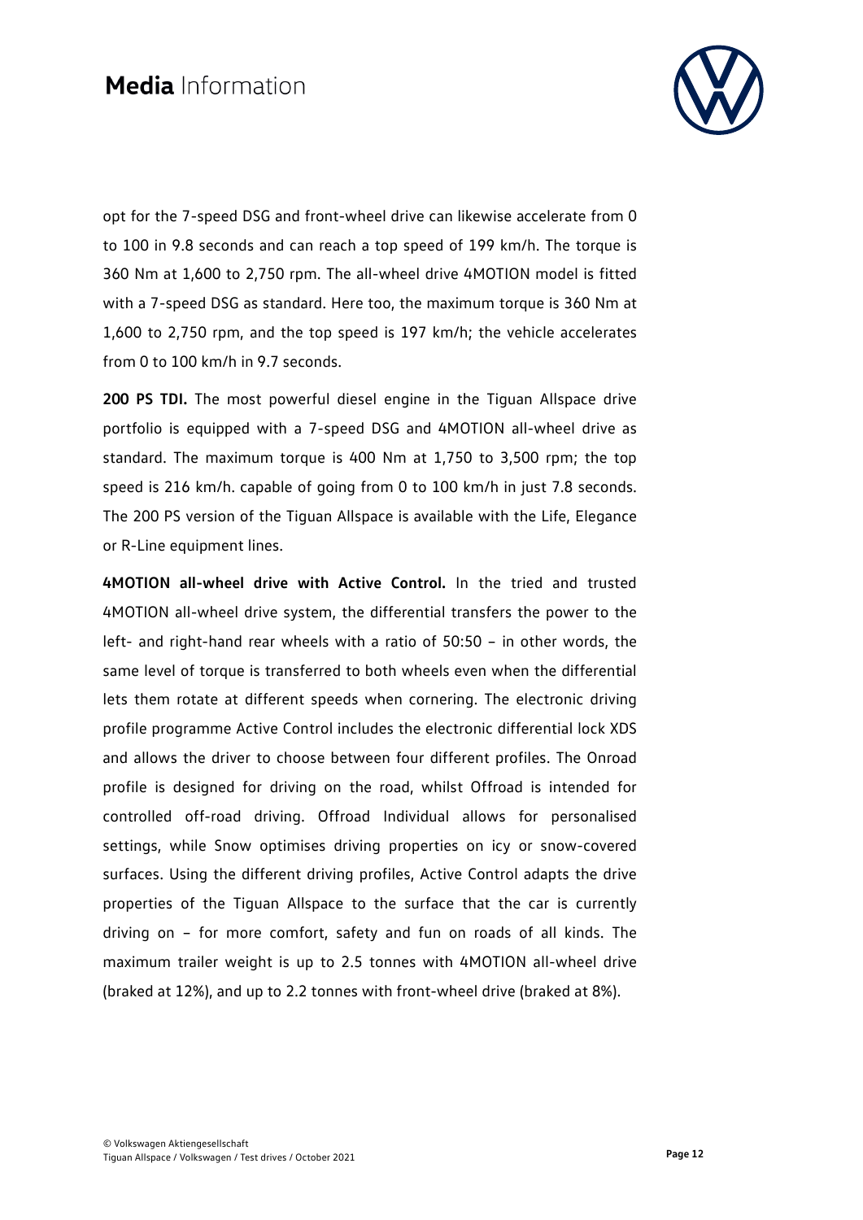opt for the 7-speed DSG and front-wheel drive can likewise accelerate from 0 to 100 in 9.8 seconds and can reach a top speed of 199 km/h. The torque is 360 Nm at 1,600 to 2,750 rpm. The all-wheel drive 4MOTION model is fitted with a 7-speed DSG as standard. Here too, the maximum torque is 360 Nm at 1,600 to 2,750 rpm, and the top speed is 197 km/h; the vehicle accelerates from 0 to 100 km/h in 9.7 seconds.

**200 PS TDI.** The most powerful diesel engine in the Tiguan Allspace drive portfolio is equipped with a 7-speed DSG and 4MOTION all-wheel drive as standard. The maximum torque is 400 Nm at 1,750 to 3,500 rpm; the top speed is 216 km/h. capable of going from 0 to 100 km/h in just 7.8 seconds. The 200 PS version of the Tiguan Allspace is available with the Life, Elegance or R-Line equipment lines.

**4MOTION all-wheel drive with Active Control.** In the tried and trusted 4MOTION all-wheel drive system, the differential transfers the power to the left- and right-hand rear wheels with a ratio of 50:50 – in other words, the same level of torque is transferred to both wheels even when the differential lets them rotate at different speeds when cornering. The electronic driving profile programme Active Control includes the electronic differential lock XDS and allows the driver to choose between four different profiles. The Onroad profile is designed for driving on the road, whilst Offroad is intended for controlled off-road driving. Offroad Individual allows for personalised settings, while Snow optimises driving properties on icy or snow-covered surfaces. Using the different driving profiles, Active Control adapts the drive properties of the Tiguan Allspace to the surface that the car is currently driving on – for more comfort, safety and fun on roads of all kinds. The maximum trailer weight is up to 2.5 tonnes with 4MOTION all-wheel drive (braked at 12%), and up to 2.2 tonnes with front-wheel drive (braked at 8%).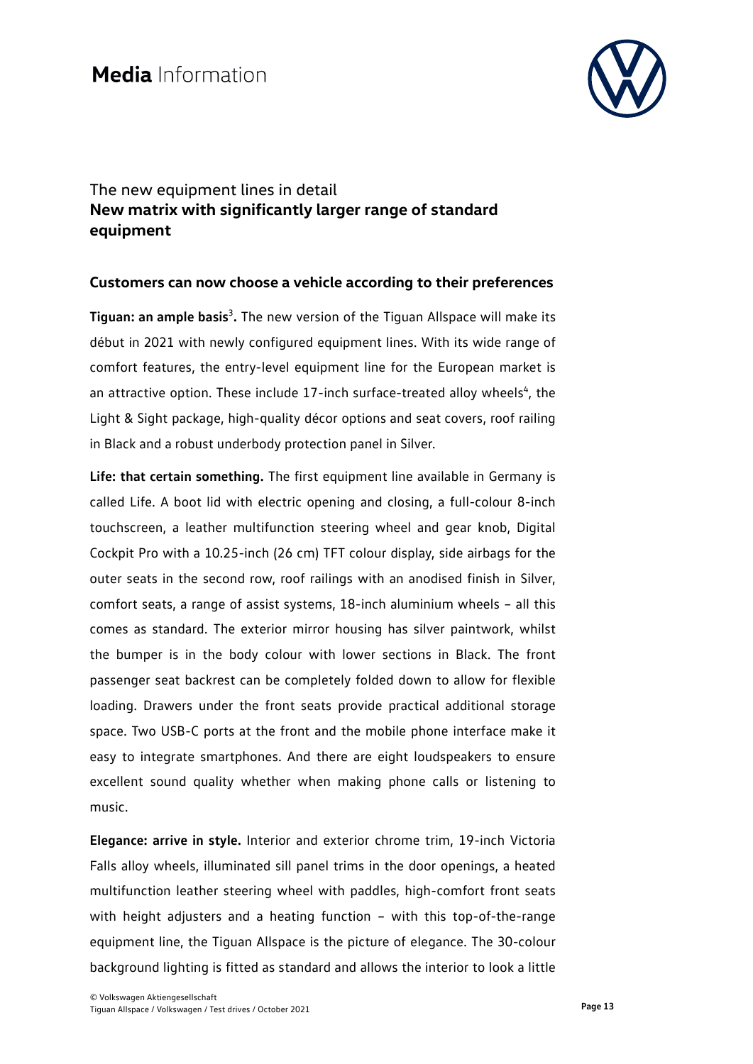The new equipment lines in detail

## New matrix with significantly larger range of standard equipment

### Customers can now choose a vehicle according to their preferences

**Tiguan: an ample basis**[3]**.** The new version of the Tiguan Allspace will make its début in 2021 with newly configured equipment lines. With its wide range of comfort features, the entry-level equipment line for the European market is an attractive option. These include 17-inch surface-treated alloy wheels[4], the Light & Sight package, high-quality décor options and seat covers, roof railing in Black and a robust underbody protection panel in Silver.

**Life: that certain something.** The first equipment line available in Germany is called Life. A boot lid with electric opening and closing, a full-colour 8-inch touchscreen, a leather multifunction steering wheel and gear knob, Digital Cockpit Pro with a 10.25-inch (26 cm) TFT colour display, side airbags for the outer seats in the second row, roof railings with an anodised finish in Silver, comfort seats, a range of assist systems, 18-inch aluminium wheels – all this comes as standard. The exterior mirror housing has silver paintwork, whilst the bumper is in the body colour with lower sections in Black. The front passenger seat backrest can be completely folded down to allow for flexible loading. Drawers under the front seats provide practical additional storage space. Two USB-C ports at the front and the mobile phone interface make it easy to integrate smartphones. And there are eight loudspeakers to ensure excellent sound quality whether when making phone calls or listening to music.

**Elegance: arrive in style.** Interior and exterior chrome trim, 19-inch Victoria Falls alloy wheels, illuminated sill panel trims in the door openings, a heated multifunction leather steering wheel with paddles, high-comfort front seats with height adjusters and a heating function – with this top-of-the-range equipment line, the Tiguan Allspace is the picture of elegance. The 30-colour background lighting is fitted as standard and allows the interior to look a little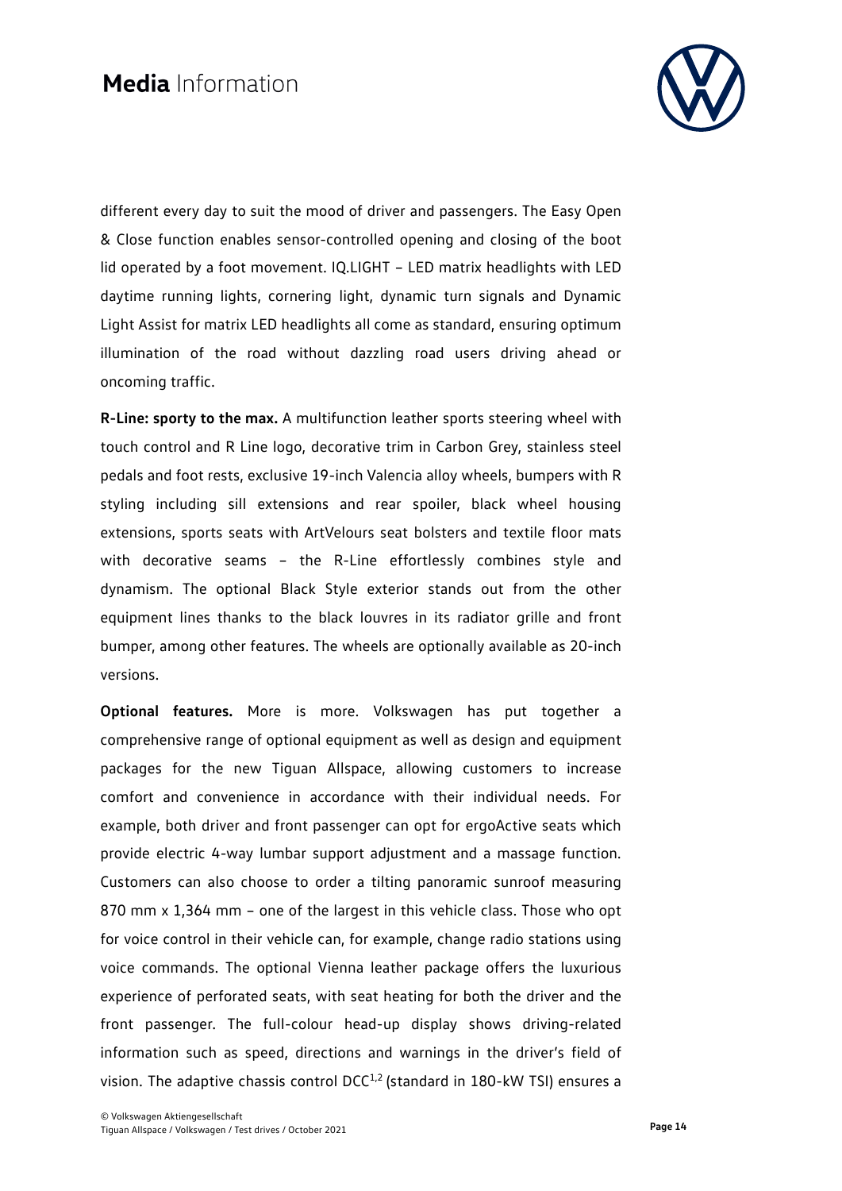different every day to suit the mood of driver and passengers. The Easy Open & Close function enables sensor-controlled opening and closing of the boot lid operated by a foot movement. IQ.LIGHT – LED matrix headlights with LED daytime running lights, cornering light, dynamic turn signals and Dynamic Light Assist for matrix LED headlights all come as standard, ensuring optimum illumination of the road without dazzling road users driving ahead or oncoming traffic.

**R-Line: sporty to the max.** A multifunction leather sports steering wheel with touch control and R Line logo, decorative trim in Carbon Grey, stainless steel pedals and foot rests, exclusive 19-inch Valencia alloy wheels, bumpers with R styling including sill extensions and rear spoiler, black wheel housing extensions, sports seats with ArtVelours seat bolsters and textile floor mats with decorative seams – the R-Line effortlessly combines style and dynamism. The optional Black Style exterior stands out from the other equipment lines thanks to the black louvres in its radiator grille and front bumper, among other features. The wheels are optionally available as 20-inch versions.

**Optional features.** More is more. Volkswagen has put together a comprehensive range of optional equipment as well as design and equipment packages for the new Tiguan Allspace, allowing customers to increase comfort and convenience in accordance with their individual needs. For example, both driver and front passenger can opt for ergoActive seats which provide electric 4-way lumbar support adjustment and a massage function. Customers can also choose to order a tilting panoramic sunroof measuring 870 mm x 1,364 mm – one of the largest in this vehicle class. Those who opt for voice control in their vehicle can, for example, change radio stations using voice commands. The optional Vienna leather package offers the luxurious experience of perforated seats, with seat heating for both the driver and the front passenger. The full-colour head-up display shows driving-related information such as speed, directions and warnings in the driver's field of vision. The adaptive chassis control DCC[1,2] (standard in 180-kW TSI) ensures a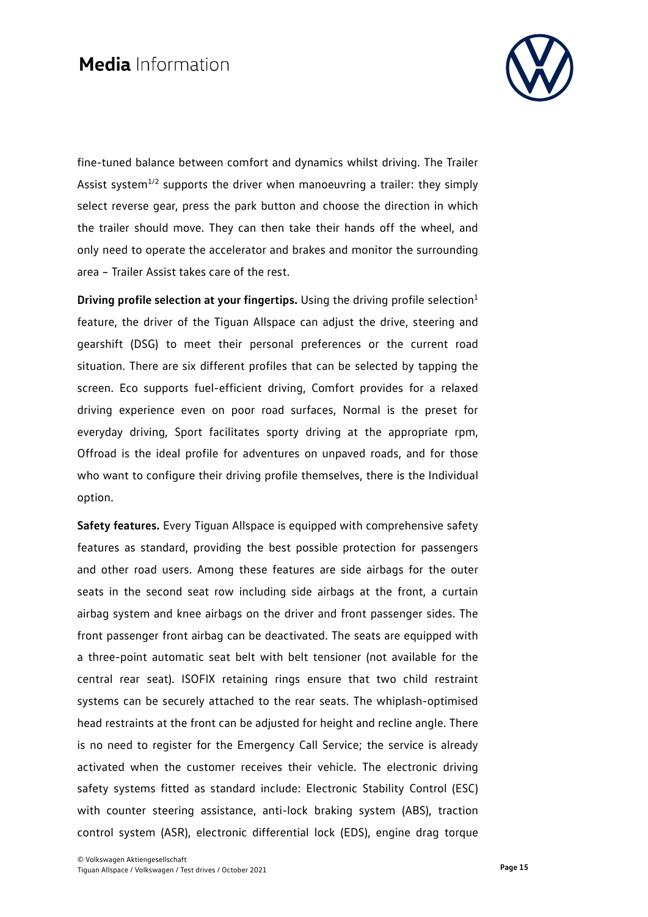fine-tuned balance between comfort and dynamics whilst driving. The Trailer Assist system[1/2] supports the driver when manoeuvring a trailer: they simply select reverse gear, press the park button and choose the direction in which the trailer should move. They can then take their hands off the wheel, and only need to operate the accelerator and brakes and monitor the surrounding area – Trailer Assist takes care of the rest.

**Driving profile selection at your fingertips.** Using the driving profile selection[1] feature, the driver of the Tiguan Allspace can adjust the drive, steering and gearshift (DSG) to meet their personal preferences or the current road situation. There are six different profiles that can be selected by tapping the screen. Eco supports fuel-efficient driving, Comfort provides for a relaxed driving experience even on poor road surfaces, Normal is the preset for everyday driving, Sport facilitates sporty driving at the appropriate rpm, Offroad is the ideal profile for adventures on unpaved roads, and for those who want to configure their driving profile themselves, there is the Individual option.

**Safety features.** Every Tiguan Allspace is equipped with comprehensive safety features as standard, providing the best possible protection for passengers and other road users. Among these features are side airbags for the outer seats in the second seat row including side airbags at the front, a curtain airbag system and knee airbags on the driver and front passenger sides. The front passenger front airbag can be deactivated. The seats are equipped with a three-point automatic seat belt with belt tensioner (not available for the central rear seat). ISOFIX retaining rings ensure that two child restraint systems can be securely attached to the rear seats. The whiplash-optimised head restraints at the front can be adjusted for height and recline angle. There is no need to register for the Emergency Call Service; the service is already activated when the customer receives their vehicle. The electronic driving safety systems fitted as standard include: Electronic Stability Control (ESC) with counter steering assistance, anti-lock braking system (ABS), traction control system (ASR), electronic differential lock (EDS), engine drag torque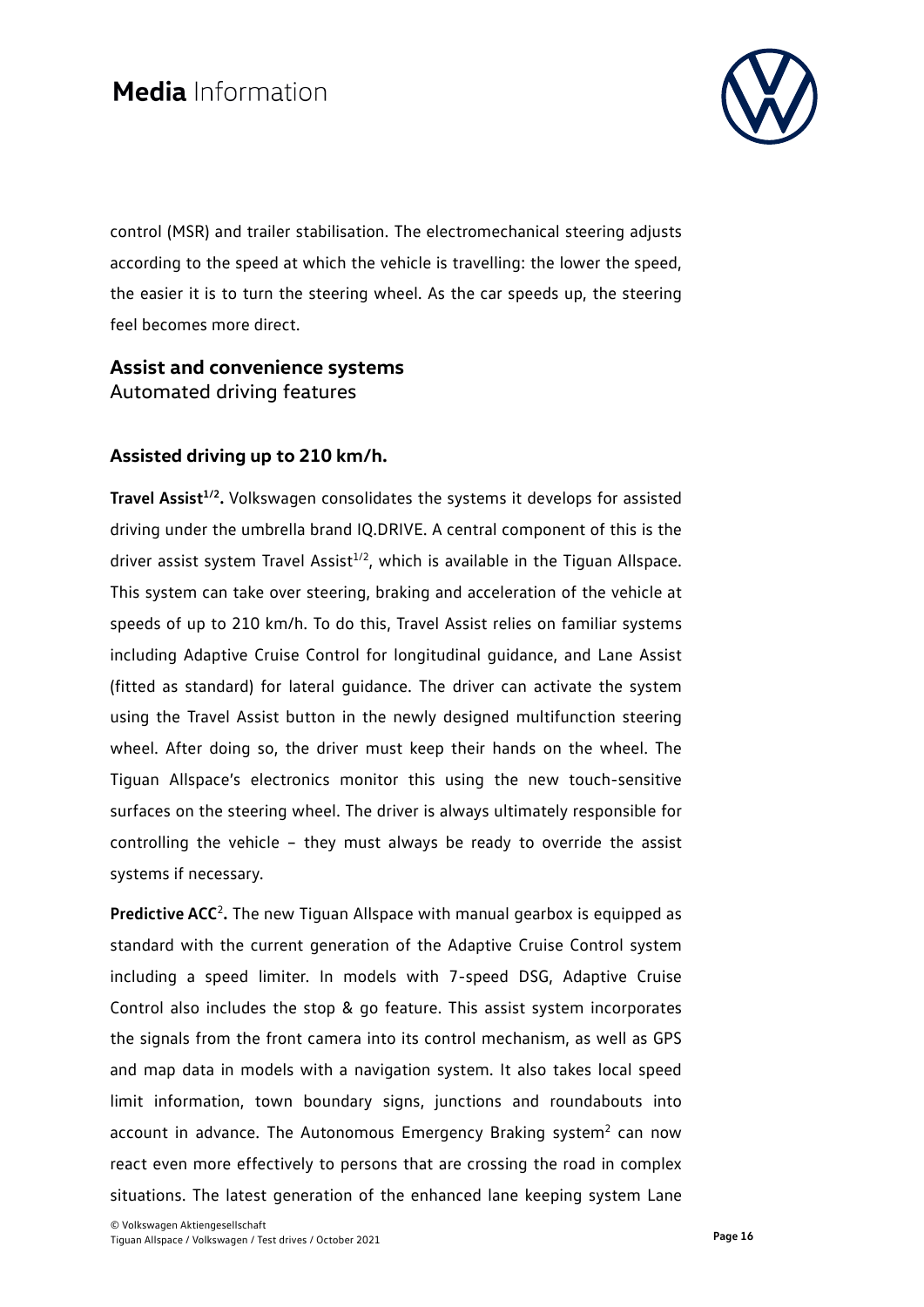control (MSR) and trailer stabilisation. The electromechanical steering adjusts according to the speed at which the vehicle is travelling: the lower the speed, the easier it is to turn the steering wheel. As the car speeds up, the steering feel becomes more direct.

## Assist and convenience systems
Automated driving features

### Assisted driving up to 210 km/h.

**Travel Assist[1/2].** Volkswagen consolidates the systems it develops for assisted driving under the umbrella brand IQ.DRIVE. A central component of this is the driver assist system Travel Assist[1/2], which is available in the Tiguan Allspace. This system can take over steering, braking and acceleration of the vehicle at speeds of up to 210 km/h. To do this, Travel Assist relies on familiar systems including Adaptive Cruise Control for longitudinal guidance, and Lane Assist (fitted as standard) for lateral guidance. The driver can activate the system using the Travel Assist button in the newly designed multifunction steering wheel. After doing so, the driver must keep their hands on the wheel. The Tiguan Allspace's electronics monitor this using the new touch-sensitive surfaces on the steering wheel. The driver is always ultimately responsible for controlling the vehicle – they must always be ready to override the assist systems if necessary.

**Predictive ACC[2].** The new Tiguan Allspace with manual gearbox is equipped as standard with the current generation of the Adaptive Cruise Control system including a speed limiter. In models with 7-speed DSG, Adaptive Cruise Control also includes the stop & go feature. This assist system incorporates the signals from the front camera into its control mechanism, as well as GPS and map data in models with a navigation system. It also takes local speed limit information, town boundary signs, junctions and roundabouts into account in advance. The Autonomous Emergency Braking system[2] can now react even more effectively to persons that are crossing the road in complex situations. The latest generation of the enhanced lane keeping system Lane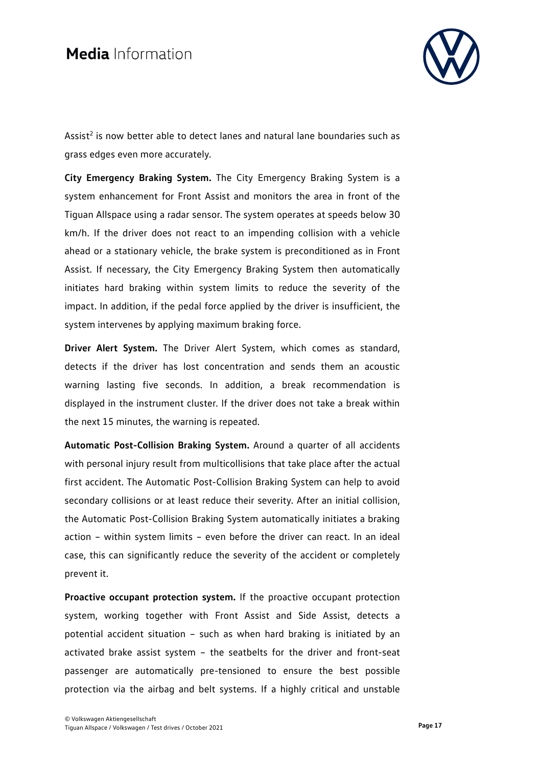Assist[2] is now better able to detect lanes and natural lane boundaries such as grass edges even more accurately.

**City Emergency Braking System.** The City Emergency Braking System is a system enhancement for Front Assist and monitors the area in front of the Tiguan Allspace using a radar sensor. The system operates at speeds below 30 km/h. If the driver does not react to an impending collision with a vehicle ahead or a stationary vehicle, the brake system is preconditioned as in Front Assist. If necessary, the City Emergency Braking System then automatically initiates hard braking within system limits to reduce the severity of the impact. In addition, if the pedal force applied by the driver is insufficient, the system intervenes by applying maximum braking force.

**Driver Alert System.** The Driver Alert System, which comes as standard, detects if the driver has lost concentration and sends them an acoustic warning lasting five seconds. In addition, a break recommendation is displayed in the instrument cluster. If the driver does not take a break within the next 15 minutes, the warning is repeated.

**Automatic Post-Collision Braking System.** Around a quarter of all accidents with personal injury result from multicollisions that take place after the actual first accident. The Automatic Post-Collision Braking System can help to avoid secondary collisions or at least reduce their severity. After an initial collision, the Automatic Post-Collision Braking System automatically initiates a braking action – within system limits – even before the driver can react. In an ideal case, this can significantly reduce the severity of the accident or completely prevent it.

**Proactive occupant protection system.** If the proactive occupant protection system, working together with Front Assist and Side Assist, detects a potential accident situation – such as when hard braking is initiated by an activated brake assist system – the seatbelts for the driver and front-seat passenger are automatically pre-tensioned to ensure the best possible protection via the airbag and belt systems. If a highly critical and unstable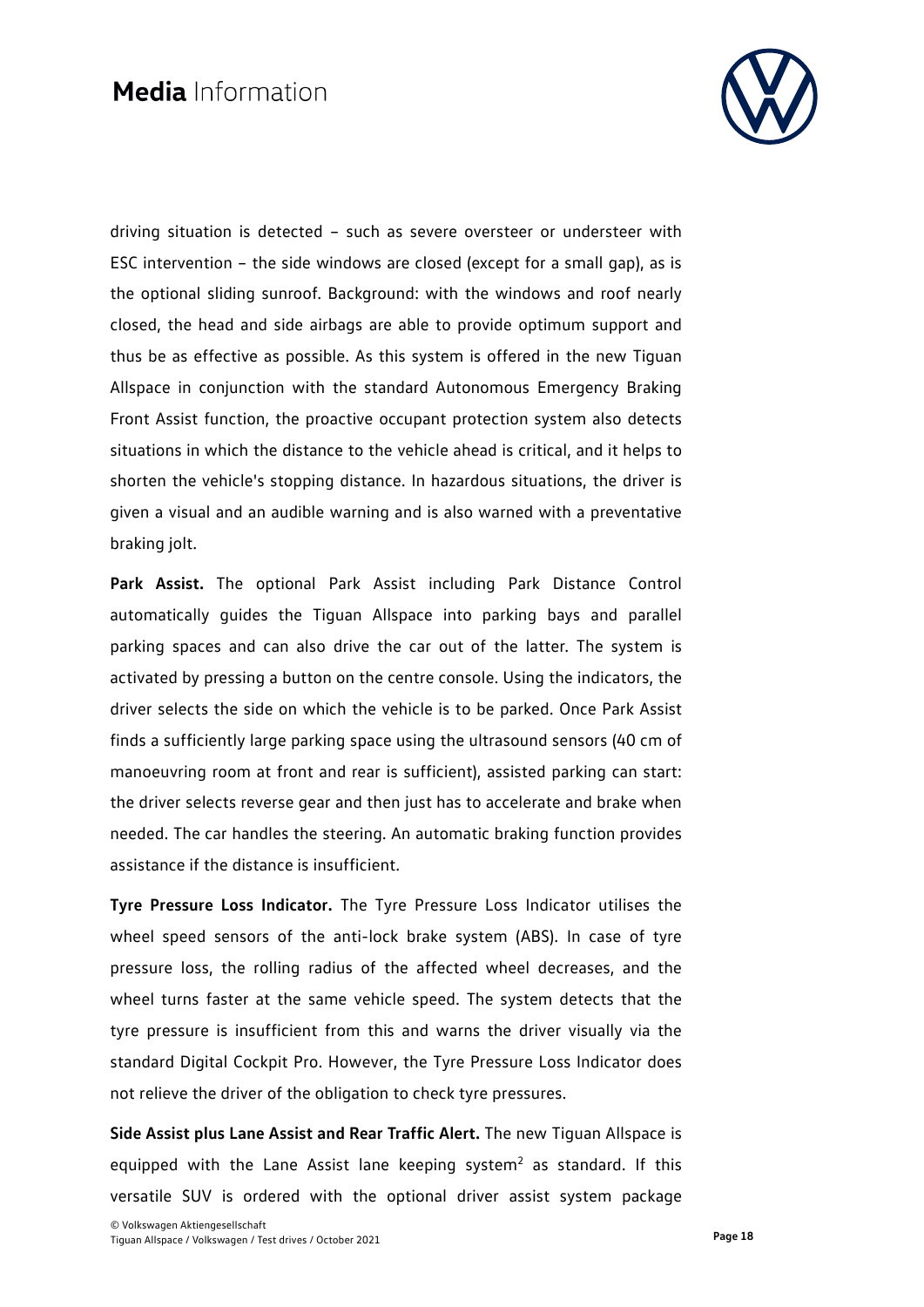driving situation is detected – such as severe oversteer or understeer with ESC intervention – the side windows are closed (except for a small gap), as is the optional sliding sunroof. Background: with the windows and roof nearly closed, the head and side airbags are able to provide optimum support and thus be as effective as possible. As this system is offered in the new Tiguan Allspace in conjunction with the standard Autonomous Emergency Braking Front Assist function, the proactive occupant protection system also detects situations in which the distance to the vehicle ahead is critical, and it helps to shorten the vehicle's stopping distance. In hazardous situations, the driver is given a visual and an audible warning and is also warned with a preventative braking jolt.

**Park Assist.** The optional Park Assist including Park Distance Control automatically guides the Tiguan Allspace into parking bays and parallel parking spaces and can also drive the car out of the latter. The system is activated by pressing a button on the centre console. Using the indicators, the driver selects the side on which the vehicle is to be parked. Once Park Assist finds a sufficiently large parking space using the ultrasound sensors (40 cm of manoeuvring room at front and rear is sufficient), assisted parking can start: the driver selects reverse gear and then just has to accelerate and brake when needed. The car handles the steering. An automatic braking function provides assistance if the distance is insufficient.

**Tyre Pressure Loss Indicator.** The Tyre Pressure Loss Indicator utilises the wheel speed sensors of the anti-lock brake system (ABS). In case of tyre pressure loss, the rolling radius of the affected wheel decreases, and the wheel turns faster at the same vehicle speed. The system detects that the tyre pressure is insufficient from this and warns the driver visually via the standard Digital Cockpit Pro. However, the Tyre Pressure Loss Indicator does not relieve the driver of the obligation to check tyre pressures.

**Side Assist plus Lane Assist and Rear Traffic Alert.** The new Tiguan Allspace is equipped with the Lane Assist lane keeping system[2] as standard. If this versatile SUV is ordered with the optional driver assist system package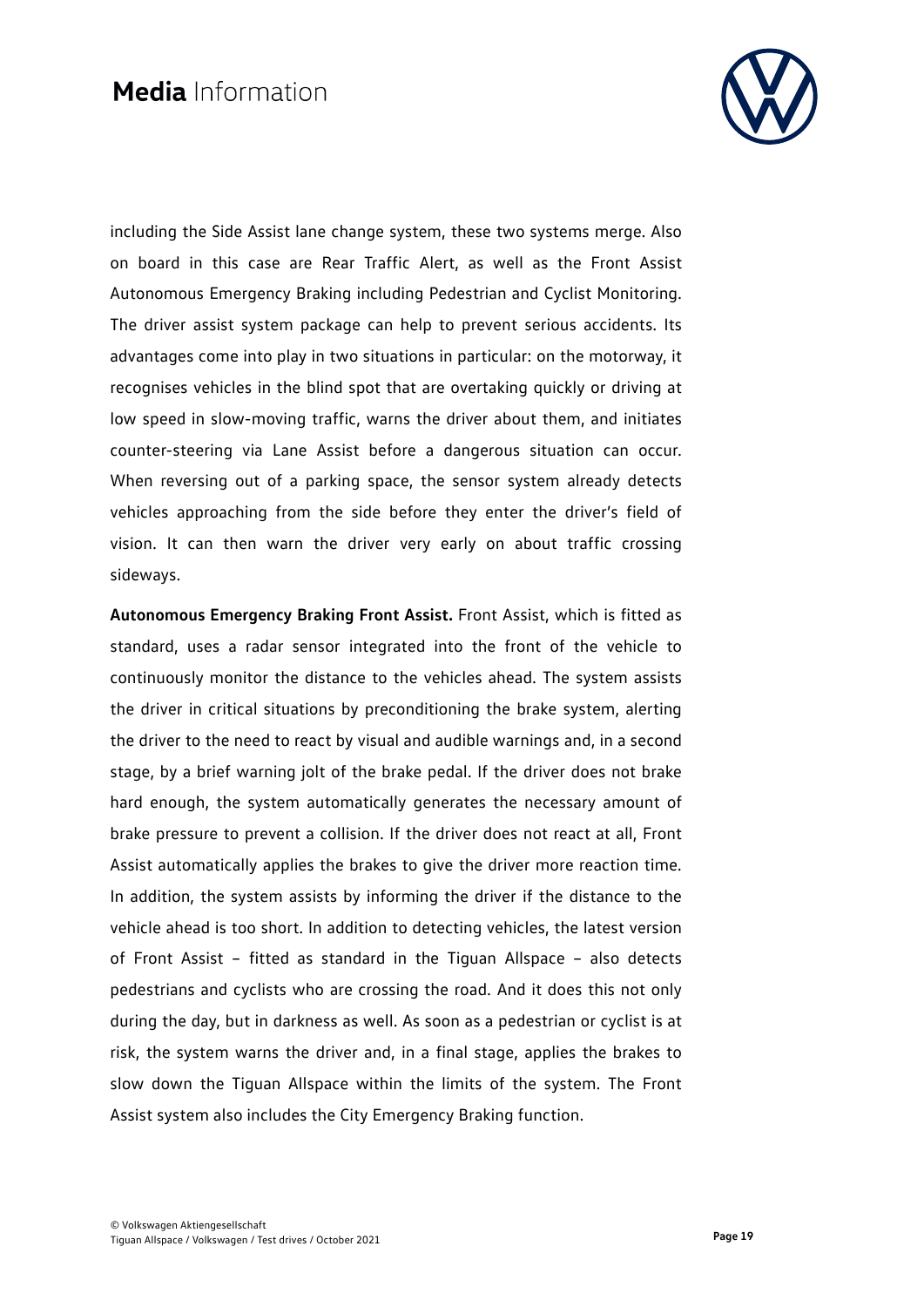including the Side Assist lane change system, these two systems merge. Also on board in this case are Rear Traffic Alert, as well as the Front Assist Autonomous Emergency Braking including Pedestrian and Cyclist Monitoring. The driver assist system package can help to prevent serious accidents. Its advantages come into play in two situations in particular: on the motorway, it recognises vehicles in the blind spot that are overtaking quickly or driving at low speed in slow-moving traffic, warns the driver about them, and initiates counter-steering via Lane Assist before a dangerous situation can occur. When reversing out of a parking space, the sensor system already detects vehicles approaching from the side before they enter the driver's field of vision. It can then warn the driver very early on about traffic crossing sideways.

**Autonomous Emergency Braking Front Assist.** Front Assist, which is fitted as standard, uses a radar sensor integrated into the front of the vehicle to continuously monitor the distance to the vehicles ahead. The system assists the driver in critical situations by preconditioning the brake system, alerting the driver to the need to react by visual and audible warnings and, in a second stage, by a brief warning jolt of the brake pedal. If the driver does not brake hard enough, the system automatically generates the necessary amount of brake pressure to prevent a collision. If the driver does not react at all, Front Assist automatically applies the brakes to give the driver more reaction time. In addition, the system assists by informing the driver if the distance to the vehicle ahead is too short. In addition to detecting vehicles, the latest version of Front Assist – fitted as standard in the Tiguan Allspace – also detects pedestrians and cyclists who are crossing the road. And it does this not only during the day, but in darkness as well. As soon as a pedestrian or cyclist is at risk, the system warns the driver and, in a final stage, applies the brakes to slow down the Tiguan Allspace within the limits of the system. The Front Assist system also includes the City Emergency Braking function.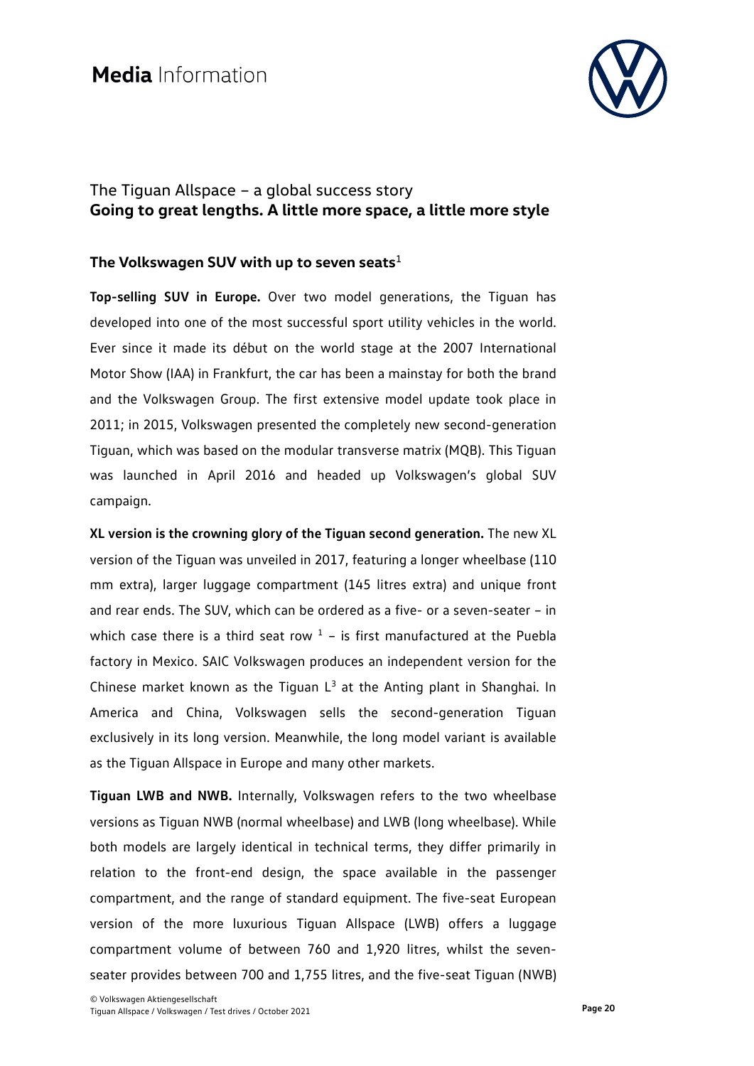The Tiguan Allspace – a global success story
## Going to great lengths. A little more space, a little more style

### The Volkswagen SUV with up to seven seats[1]

**Top-selling SUV in Europe.** Over two model generations, the Tiguan has developed into one of the most successful sport utility vehicles in the world. Ever since it made its début on the world stage at the 2007 International Motor Show (IAA) in Frankfurt, the car has been a mainstay for both the brand and the Volkswagen Group. The first extensive model update took place in 2011; in 2015, Volkswagen presented the completely new second-generation Tiguan, which was based on the modular transverse matrix (MQB). This Tiguan was launched in April 2016 and headed up Volkswagen's global SUV campaign.

**XL version is the crowning glory of the Tiguan second generation.** The new XL version of the Tiguan was unveiled in 2017, featuring a longer wheelbase (110 mm extra), larger luggage compartment (145 litres extra) and unique front and rear ends. The SUV, which can be ordered as a five- or a seven-seater – in which case there is a third seat row [1] – is first manufactured at the Puebla factory in Mexico. SAIC Volkswagen produces an independent version for the Chinese market known as the Tiguan L[3] at the Anting plant in Shanghai. In America and China, Volkswagen sells the second-generation Tiguan exclusively in its long version. Meanwhile, the long model variant is available as the Tiguan Allspace in Europe and many other markets.

**Tiguan LWB and NWB.** Internally, Volkswagen refers to the two wheelbase versions as Tiguan NWB (normal wheelbase) and LWB (long wheelbase). While both models are largely identical in technical terms, they differ primarily in relation to the front-end design, the space available in the passenger compartment, and the range of standard equipment. The five-seat European version of the more luxurious Tiguan Allspace (LWB) offers a luggage compartment volume of between 760 and 1,920 litres, whilst the seven-seater provides between 700 and 1,755 litres, and the five-seat Tiguan (NWB)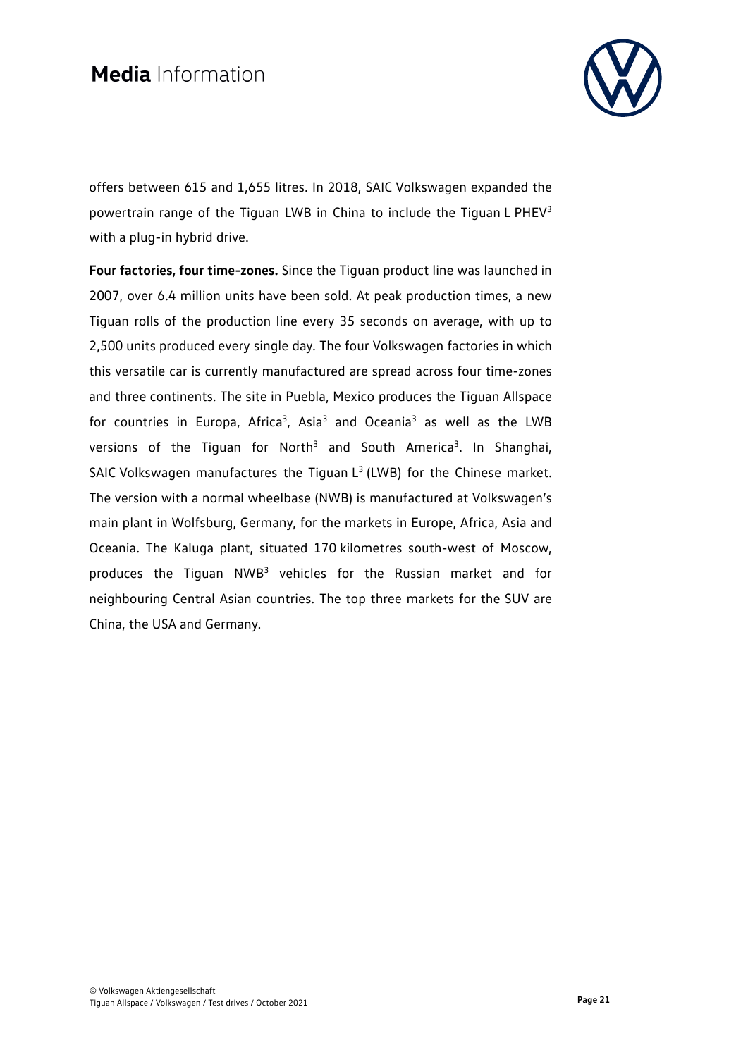offers between 615 and 1,655 litres. In 2018, SAIC Volkswagen expanded the powertrain range of the Tiguan LWB in China to include the Tiguan L PHEV[3] with a plug-in hybrid drive.

**Four factories, four time-zones.** Since the Tiguan product line was launched in 2007, over 6.4 million units have been sold. At peak production times, a new Tiguan rolls of the production line every 35 seconds on average, with up to 2,500 units produced every single day. The four Volkswagen factories in which this versatile car is currently manufactured are spread across four time-zones and three continents. The site in Puebla, Mexico produces the Tiguan Allspace for countries in Europa, Africa[3], Asia[3] and Oceania[3] as well as the LWB versions of the Tiguan for North[3] and South America[3]. In Shanghai, SAIC Volkswagen manufactures the Tiguan L[3] (LWB) for the Chinese market. The version with a normal wheelbase (NWB) is manufactured at Volkswagen's main plant in Wolfsburg, Germany, for the markets in Europe, Africa, Asia and Oceania. The Kaluga plant, situated 170 kilometres south-west of Moscow, produces the Tiguan NWB[3] vehicles for the Russian market and for neighbouring Central Asian countries. The top three markets for the SUV are China, the USA and Germany.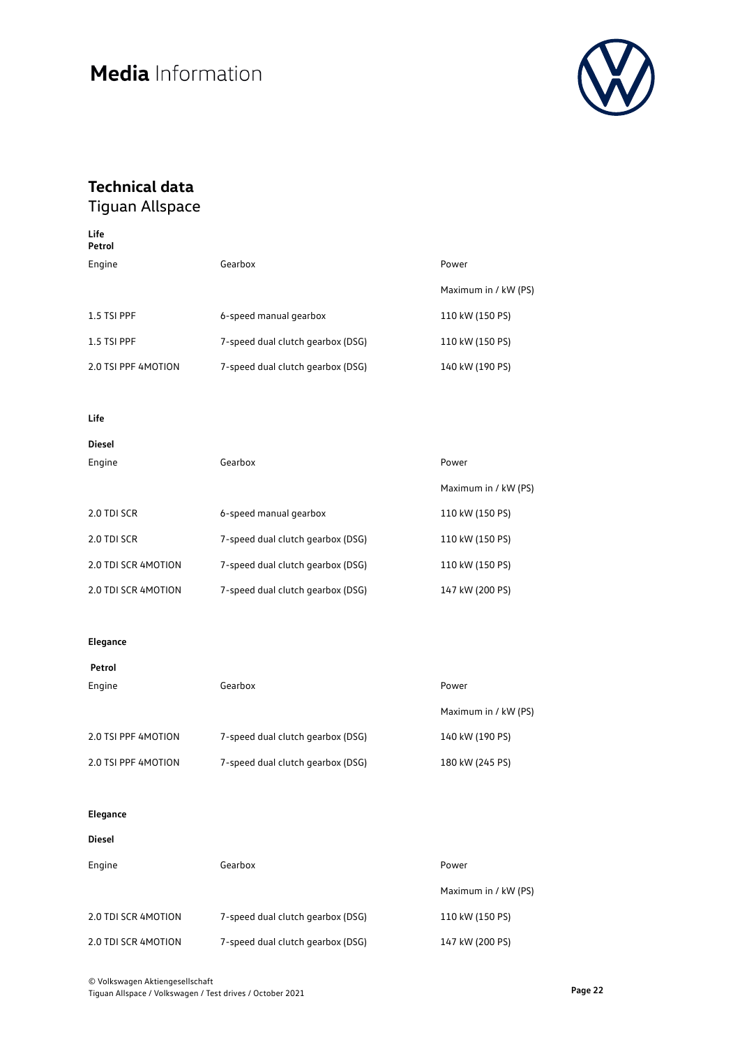## Technical data

Tiguan Allspace

**Life**
**Petrol**

| Engine | Gearbox | Power |
|---|---|---|
| | | Maximum in / kW (PS) |
| 1.5 TSI PPF | 6-speed manual gearbox | 110 kW (150 PS) |
| 1.5 TSI PPF | 7-speed dual clutch gearbox (DSG) | 110 kW (150 PS) |
| 2.0 TSI PPF 4MOTION | 7-speed dual clutch gearbox (DSG) | 140 kW (190 PS) |

**Life**

**Diesel**

| Engine | Gearbox | Power |
|---|---|---|
| | | Maximum in / kW (PS) |
| 2.0 TDI SCR | 6-speed manual gearbox | 110 kW (150 PS) |
| 2.0 TDI SCR | 7-speed dual clutch gearbox (DSG) | 110 kW (150 PS) |
| 2.0 TDI SCR 4MOTION | 7-speed dual clutch gearbox (DSG) | 110 kW (150 PS) |
| 2.0 TDI SCR 4MOTION | 7-speed dual clutch gearbox (DSG) | 147 kW (200 PS) |

**Elegance**

**Petrol**

| Engine | Gearbox | Power |
|---|---|---|
| | | Maximum in / kW (PS) |
| 2.0 TSI PPF 4MOTION | 7-speed dual clutch gearbox (DSG) | 140 kW (190 PS) |
| 2.0 TSI PPF 4MOTION | 7-speed dual clutch gearbox (DSG) | 180 kW (245 PS) |

**Elegance**

**Diesel**

| Engine | Gearbox | Power |
|---|---|---|
| | | Maximum in / kW (PS) |
| 2.0 TDI SCR 4MOTION | 7-speed dual clutch gearbox (DSG) | 110 kW (150 PS) |
| 2.0 TDI SCR 4MOTION | 7-speed dual clutch gearbox (DSG) | 147 kW (200 PS) |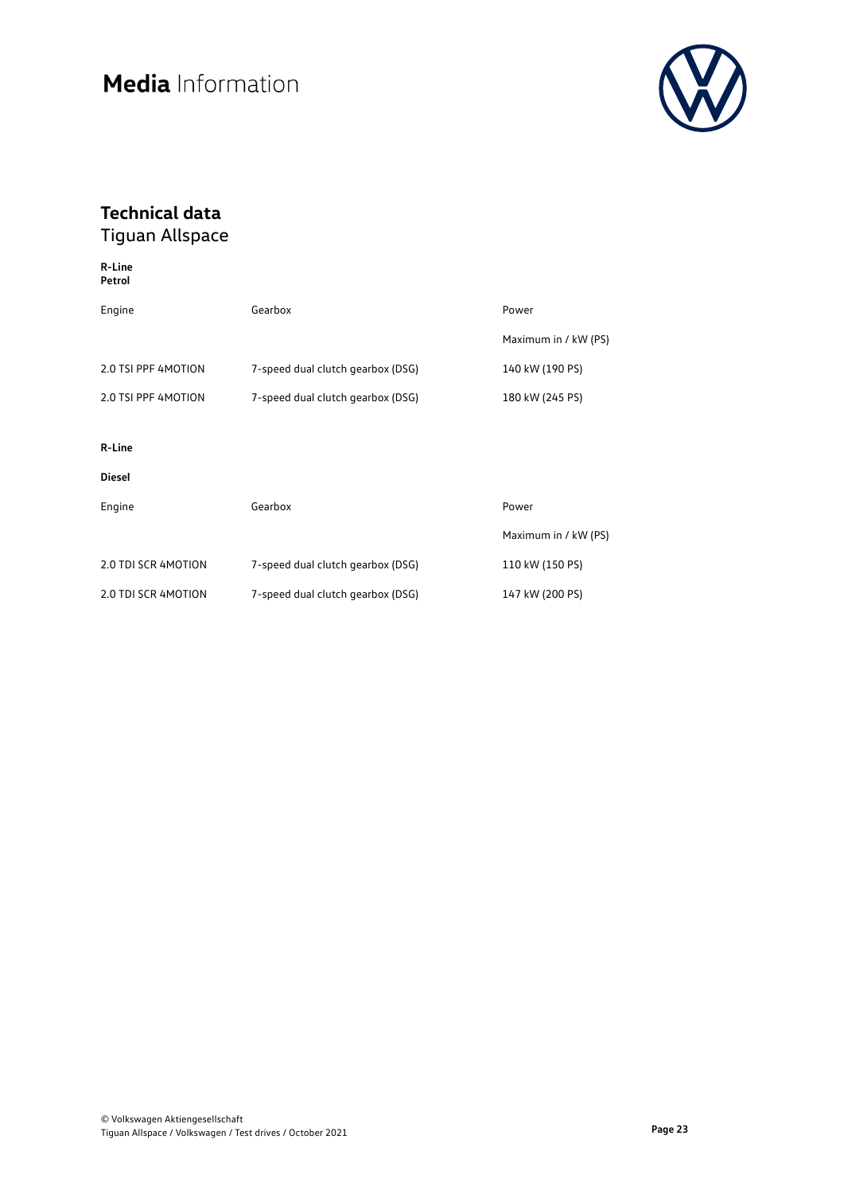## Technical data
Tiguan Allspace

**R-Line**
**Petrol**

| Engine | Gearbox | Power |
|---|---|---|
| | | Maximum in / kW (PS) |
| 2.0 TSI PPF 4MOTION | 7-speed dual clutch gearbox (DSG) | 140 kW (190 PS) |
| 2.0 TSI PPF 4MOTION | 7-speed dual clutch gearbox (DSG) | 180 kW (245 PS) |

**R-Line**

**Diesel**

| Engine | Gearbox | Power |
|---|---|---|
| | | Maximum in / kW (PS) |
| 2.0 TDI SCR 4MOTION | 7-speed dual clutch gearbox (DSG) | 110 kW (150 PS) |
| 2.0 TDI SCR 4MOTION | 7-speed dual clutch gearbox (DSG) | 147 kW (200 PS) |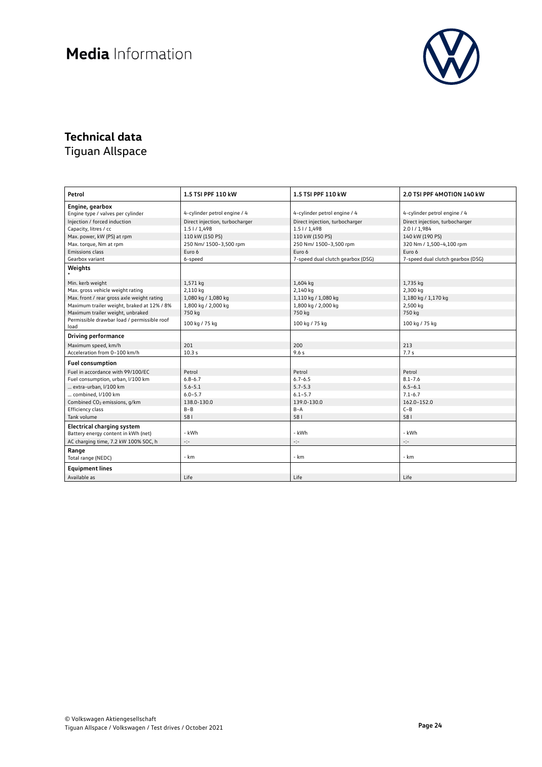# Media Information

## Technical data

Tiguan Allspace

| Petrol | 1.5 TSI PPF 110 kW | 1.5 TSI PPF 110 kW | 2.0 TSI PPF 4MOTION 140 kW |
|---|---|---|---|
| **Engine, gearbox** | | | |
| Engine type / valves per cylinder | 4-cylinder petrol engine / 4 | 4-cylinder petrol engine / 4 | 4-cylinder petrol engine / 4 |
| Injection / forced induction | Direct injection, turbocharger | Direct injection, turbocharger | Direct injection, turbocharger |
| Capacity, litres / cc | 1.5 l / 1,498 | 1.5 l / 1,498 | 2.0 l / 1,984 |
| Max. power, kW (PS) at rpm | 110 kW (150 PS) | 110 kW (150 PS) | 140 kW (190 PS) |
| Max. torque, Nm at rpm | 250 Nm/ 1500–3,500 rpm | 250 Nm/ 1500–3,500 rpm | 320 Nm / 1,500–4,100 rpm |
| Emissions class | Euro 6 | Euro 6 | Euro 6 |
| Gearbox variant | 6-speed | 7-speed dual clutch gearbox (DSG) | 7-speed dual clutch gearbox (DSG) |
| **Weights** * | | | |
| Min. kerb weight | 1,571 kg | 1,604 kg | 1,735 kg |
| Max. gross vehicle weight rating | 2,110 kg | 2,140 kg | 2,300 kg |
| Max. front / rear gross axle weight rating | 1,080 kg / 1,080 kg | 1,110 kg / 1,080 kg | 1,180 kg / 1,170 kg |
| Maximum trailer weight, braked at 12% / 8% | 1,800 kg / 2,000 kg | 1,800 kg / 2,000 kg | 2,500 kg |
| Maximum trailer weight, unbraked | 750 kg | 750 kg | 750 kg |
| Permissible drawbar load / permissible roof load | 100 kg / 75 kg | 100 kg / 75 kg | 100 kg / 75 kg |
| **Driving performance** | | | |
| Maximum speed, km/h | 201 | 200 | 213 |
| Acceleration from 0–100 km/h | 10.3 s | 9.6 s | 7.7 s |
| **Fuel consumption** | | | |
| Fuel in accordance with 99/100/EC | Petrol | Petrol | Petrol |
| Fuel consumption, urban, l/100 km | 6.8-6.7 | 6.7-6.5 | 8.1-7.6 |
| … extra-urban, l/100 km | 5.6-5.1 | 5.7-5.3 | 6.5–6.1 |
| … combined, l/100 km | 6.0–5.7 | 6.1–5.7 | 7.1-6.7 |
| Combined $CO_2$ emissions, g/km | 138.0-130.0 | 139.0-130.0 | 162.0–152.0 |
| Efficiency class | B–B | B–A | C–B |
| Tank volume | 58 l | 58 l | 58 l |
| **Electrical charging system** | | | |
| Battery energy content in kWh (net) | - kWh | - kWh | - kWh |
| AC charging time, 7.2 kW 100% SOC, h | -:- | -:- | -:- |
| **Range** | | | |
| Total range (NEDC) | - km | - km | - km |
| **Equipment lines** | | | |
| Available as | Life | Life | Life |

© Volkswagen Aktiengesellschaft
Tiguan Allspace / Volkswagen / Test drives / October 2021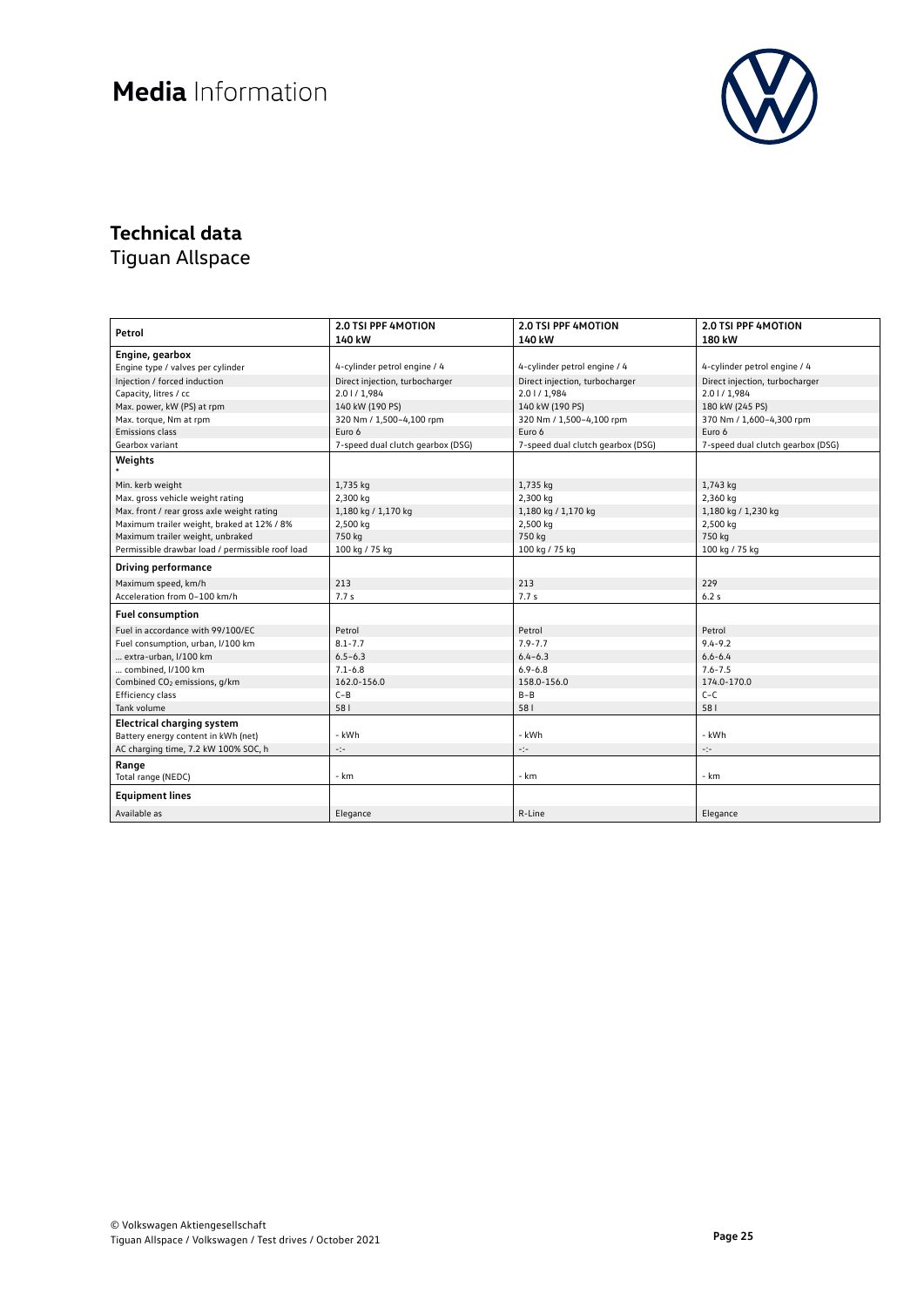# Media Information

## Technical data

Tiguan Allspace

| Petrol | 2.0 TSI PPF 4MOTION 140 kW | 2.0 TSI PPF 4MOTION 140 kW | 2.0 TSI PPF 4MOTION 180 kW |
|---|---|---|---|
| **Engine, gearbox** | | | |
| Engine type / valves per cylinder | 4-cylinder petrol engine / 4 | 4-cylinder petrol engine / 4 | 4-cylinder petrol engine / 4 |
| Injection / forced induction | Direct injection, turbocharger | Direct injection, turbocharger | Direct injection, turbocharger |
| Capacity, litres / cc | 2.0 l / 1,984 | 2.0 l / 1,984 | 2.0 l / 1,984 |
| Max. power, kW (PS) at rpm | 140 kW (190 PS) | 140 kW (190 PS) | 180 kW (245 PS) |
| Max. torque, Nm at rpm | 320 Nm / 1,500–4,100 rpm | 320 Nm / 1,500–4,100 rpm | 370 Nm / 1,600–4,300 rpm |
| Emissions class | Euro 6 | Euro 6 | Euro 6 |
| Gearbox variant | 7-speed dual clutch gearbox (DSG) | 7-speed dual clutch gearbox (DSG) | 7-speed dual clutch gearbox (DSG) |
| **Weights** * | | | |
| Min. kerb weight | 1,735 kg | 1,735 kg | 1,743 kg |
| Max. gross vehicle weight rating | 2,300 kg | 2,300 kg | 2,360 kg |
| Max. front / rear gross axle weight rating | 1,180 kg / 1,170 kg | 1,180 kg / 1,170 kg | 1,180 kg / 1,230 kg |
| Maximum trailer weight, braked at 12% / 8% | 2,500 kg | 2,500 kg | 2,500 kg |
| Maximum trailer weight, unbraked | 750 kg | 750 kg | 750 kg |
| Permissible drawbar load / permissible roof load | 100 kg / 75 kg | 100 kg / 75 kg | 100 kg / 75 kg |
| **Driving performance** | | | |
| Maximum speed, km/h | 213 | 213 | 229 |
| Acceleration from 0–100 km/h | 7.7 s | 7.7 s | 6.2 s |
| **Fuel consumption** | | | |
| Fuel in accordance with 99/100/EC | Petrol | Petrol | Petrol |
| Fuel consumption, urban, l/100 km | 8.1-7.7 | 7.9-7.7 | 9.4-9.2 |
| ... extra-urban, l/100 km | 6.5–6.3 | 6.4–6.3 | 6.6-6.4 |
| ... combined, l/100 km | 7.1-6.8 | 6.9-6.8 | 7.6-7.5 |
| Combined $CO_2$ emissions, g/km | 162.0-156.0 | 158.0-156.0 | 174.0-170.0 |
| Efficiency class | C–B | B–B | C–C |
| Tank volume | 58 l | 58 l | 58 l |
| **Electrical charging system** | | | |
| Battery energy content in kWh (net) | - kWh | - kWh | - kWh |
| AC charging time, 7.2 kW 100% SOC, h | -:- | -:- | -:- |
| **Range** | | | |
| Total range (NEDC) | - km | - km | - km |
| **Equipment lines** | | | |
| Available as | Elegance | R-Line | Elegance |

© Volkswagen Aktiengesellschaft
Tiguan Allspace / Volkswagen / Test drives / October 2021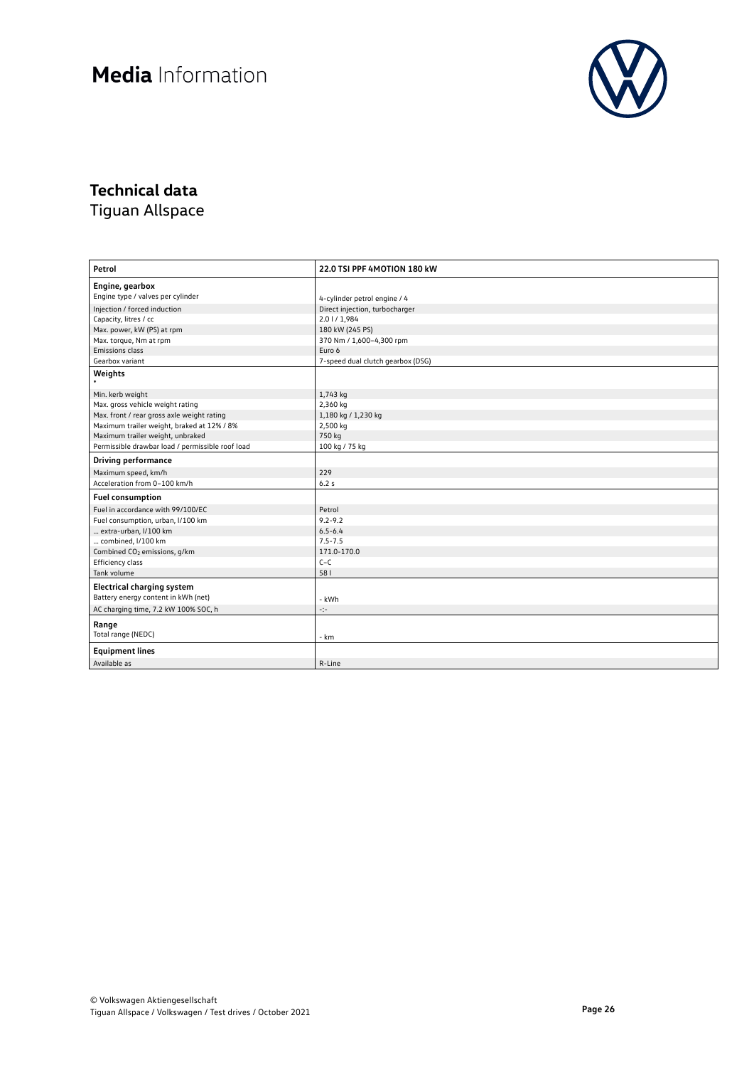# Media Information

## Technical data

Tiguan Allspace

| Petrol | 22.0 TSI PPF 4MOTION 180 kW |
|---|---|
| **Engine, gearbox** | |
| Engine type / valves per cylinder | 4-cylinder petrol engine / 4 |
| Injection / forced induction | Direct injection, turbocharger |
| Capacity, litres / cc | 2.0 l / 1,984 |
| Max. power, kW (PS) at rpm | 180 kW (245 PS) |
| Max. torque, Nm at rpm | 370 Nm / 1,600–4,300 rpm |
| Emissions class | Euro 6 |
| Gearbox variant | 7-speed dual clutch gearbox (DSG) |
| **Weights** * | |
| Min. kerb weight | 1,743 kg |
| Max. gross vehicle weight rating | 2,360 kg |
| Max. front / rear gross axle weight rating | 1,180 kg / 1,230 kg |
| Maximum trailer weight, braked at 12% / 8% | 2,500 kg |
| Maximum trailer weight, unbraked | 750 kg |
| Permissible drawbar load / permissible roof load | 100 kg / 75 kg |
| **Driving performance** | |
| Maximum speed, km/h | 229 |
| Acceleration from 0–100 km/h | 6.2 s |
| **Fuel consumption** | |
| Fuel in accordance with 99/100/EC | Petrol |
| Fuel consumption, urban, l/100 km | 9.2-9.2 |
| ... extra-urban, l/100 km | 6.5-6.4 |
| ... combined, l/100 km | 7.5-7.5 |
| Combined $CO_2$ emissions, g/km | 171.0-170.0 |
| Efficiency class | C-C |
| Tank volume | 58 l |
| **Electrical charging system** | |
| Battery energy content in kWh (net) | - kWh |
| AC charging time, 7.2 kW 100% SOC, h | -:- |
| **Range** | |
| Total range (NEDC) | - km |
| **Equipment lines** | |
| Available as | R-Line |

© Volkswagen Aktiengesellschaft
Tiguan Allspace / Volkswagen / Test drives / October 2021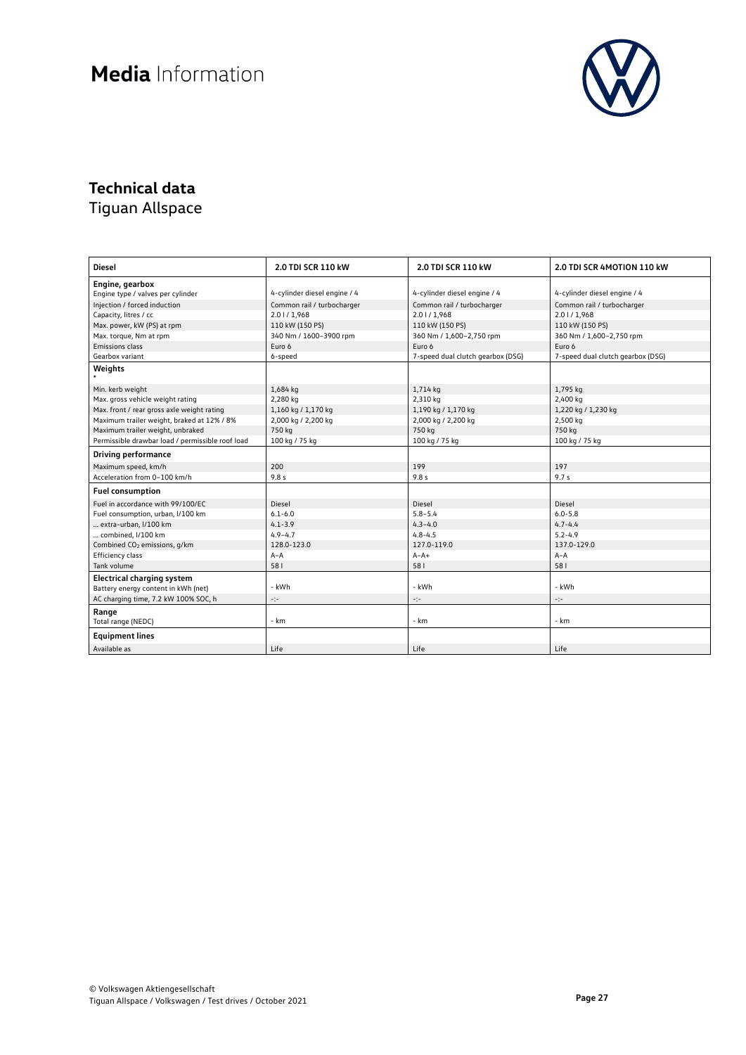# Media Information

## Technical data

Tiguan Allspace

| Diesel | 2.0 TDI SCR 110 kW | 2.0 TDI SCR 110 kW | 2.0 TDI SCR 4MOTION 110 kW |
|---|---|---|---|
| **Engine, gearbox** | | | |
| Engine type / valves per cylinder | 4-cylinder diesel engine / 4 | 4-cylinder diesel engine / 4 | 4-cylinder diesel engine / 4 |
| Injection / forced induction | Common rail / turbocharger | Common rail / turbocharger | Common rail / turbocharger |
| Capacity, litres / cc | 2.0 l / 1,968 | 2.0 l / 1,968 | 2.0 l / 1,968 |
| Max. power, kW (PS) at rpm | 110 kW (150 PS) | 110 kW (150 PS) | 110 kW (150 PS) |
| Max. torque, Nm at rpm | 340 Nm / 1600–3900 rpm | 360 Nm / 1,600–2,750 rpm | 360 Nm / 1,600–2,750 rpm |
| Emissions class | Euro 6 | Euro 6 | Euro 6 |
| Gearbox variant | 6-speed | 7-speed dual clutch gearbox (DSG) | 7-speed dual clutch gearbox (DSG) |
| **Weights** * | | | |
| Min. kerb weight | 1,684 kg | 1,714 kg | 1,795 kg |
| Max. gross vehicle weight rating | 2,280 kg | 2,310 kg | 2,400 kg |
| Max. front / rear gross axle weight rating | 1,160 kg / 1,170 kg | 1,190 kg / 1,170 kg | 1,220 kg / 1,230 kg |
| Maximum trailer weight, braked at 12% / 8% | 2,000 kg / 2,200 kg | 2,000 kg / 2,200 kg | 2,500 kg |
| Maximum trailer weight, unbraked | 750 kg | 750 kg | 750 kg |
| Permissible drawbar load / permissible roof load | 100 kg / 75 kg | 100 kg / 75 kg | 100 kg / 75 kg |
| **Driving performance** | | | |
| Maximum speed, km/h | 200 | 199 | 197 |
| Acceleration from 0–100 km/h | 9.8 s | 9.8 s | 9.7 s |
| **Fuel consumption** | | | |
| Fuel in accordance with 99/100/EC | Diesel | Diesel | Diesel |
| Fuel consumption, urban, l/100 km | 6.1-6.0 | 5.8–5.4 | 6.0-5.8 |
| ... extra-urban, l/100 km | 4.1-3.9 | 4.3–4.0 | 4.7-4.4 |
| ... combined, l/100 km | 4.9–4.7 | 4.8-4.5 | 5.2-4.9 |
| Combined $CO_2$ emissions, g/km | 128.0-123.0 | 127.0-119.0 | 137.0-129.0 |
| Efficiency class | A–A | A–A+ | A–A |
| Tank volume | 58 l | 58 l | 58 l |
| **Electrical charging system** | | | |
| Battery energy content in kWh (net) | - kWh | - kWh | - kWh |
| AC charging time, 7.2 kW 100% SOC, h | -:- | -:- | -:- |
| **Range** | | | |
| Total range (NEDC) | - km | - km | - km |
| **Equipment lines** | | | |
| Available as | Life | Life | Life |

© Volkswagen Aktiengesellschaft
Tiguan Allspace / Volkswagen / Test drives / October 2021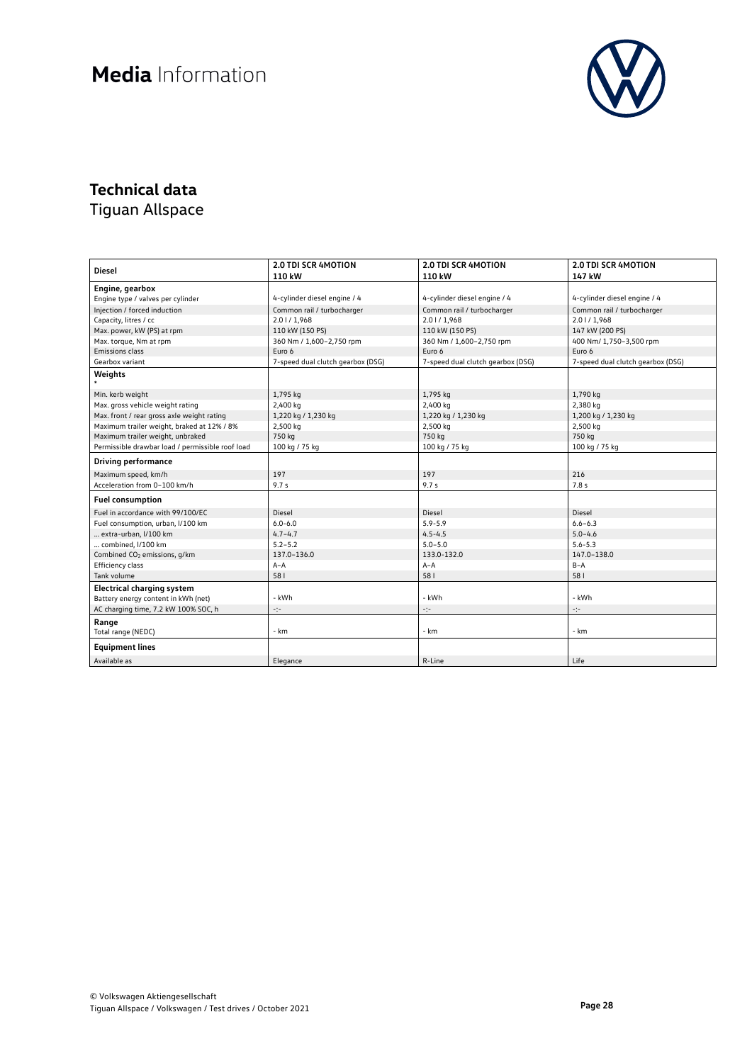# Media Information

## Technical data

Tiguan Allspace

| Diesel | 2.0 TDI SCR 4MOTION 110 kW | 2.0 TDI SCR 4MOTION 110 kW | 2.0 TDI SCR 4MOTION 147 kW |
|---|---|---|---|
| **Engine, gearbox** | | | |
| Engine type / valves per cylinder | 4-cylinder diesel engine / 4 | 4-cylinder diesel engine / 4 | 4-cylinder diesel engine / 4 |
| Injection / forced induction | Common rail / turbocharger | Common rail / turbocharger | Common rail / turbocharger |
| Capacity, litres / cc | 2.0 l / 1,968 | 2.0 l / 1,968 | 2.0 l / 1,968 |
| Max. power, kW (PS) at rpm | 110 kW (150 PS) | 110 kW (150 PS) | 147 kW (200 PS) |
| Max. torque, Nm at rpm | 360 Nm / 1,600–2,750 rpm | 360 Nm / 1,600–2,750 rpm | 400 Nm/ 1,750–3,500 rpm |
| Emissions class | Euro 6 | Euro 6 | Euro 6 |
| Gearbox variant | 7-speed dual clutch gearbox (DSG) | 7-speed dual clutch gearbox (DSG) | 7-speed dual clutch gearbox (DSG) |
| **Weights** * | | | |
| Min. kerb weight | 1,795 kg | 1,795 kg | 1,790 kg |
| Max. gross vehicle weight rating | 2,400 kg | 2,400 kg | 2,380 kg |
| Max. front / rear gross axle weight rating | 1,220 kg / 1,230 kg | 1,220 kg / 1,230 kg | 1,200 kg / 1,230 kg |
| Maximum trailer weight, braked at 12% / 8% | 2,500 kg | 2,500 kg | 2,500 kg |
| Maximum trailer weight, unbraked | 750 kg | 750 kg | 750 kg |
| Permissible drawbar load / permissible roof load | 100 kg / 75 kg | 100 kg / 75 kg | 100 kg / 75 kg |
| **Driving performance** | | | |
| Maximum speed, km/h | 197 | 197 | 216 |
| Acceleration from 0–100 km/h | 9.7 s | 9.7 s | 7.8 s |
| **Fuel consumption** | | | |
| Fuel in accordance with 99/100/EC | Diesel | Diesel | Diesel |
| Fuel consumption, urban, l/100 km | 6.0-6.0 | 5.9-5.9 | 6.6–6.3 |
| ... extra-urban, l/100 km | 4.7–4.7 | 4.5-4.5 | 5.0–4.6 |
| ... combined, l/100 km | 5.2–5.2 | 5.0–5.0 | 5.6-5.3 |
| Combined $CO_2$ emissions, g/km | 137.0–136.0 | 133.0-132.0 | 147.0–138.0 |
| Efficiency class | A–A | A–A | B–A |
| Tank volume | 58 l | 58 l | 58 l |
| **Electrical charging system** | | | |
| Battery energy content in kWh (net) | - kWh | - kWh | - kWh |
| AC charging time, 7.2 kW 100% SOC, h | -:- | -:- | -:- |
| **Range** | | | |
| Total range (NEDC) | - km | - km | - km |
| **Equipment lines** | | | |
| Available as | Elegance | R-Line | Life |

© Volkswagen Aktiengesellschaft
Tiguan Allspace / Volkswagen / Test drives / October 2021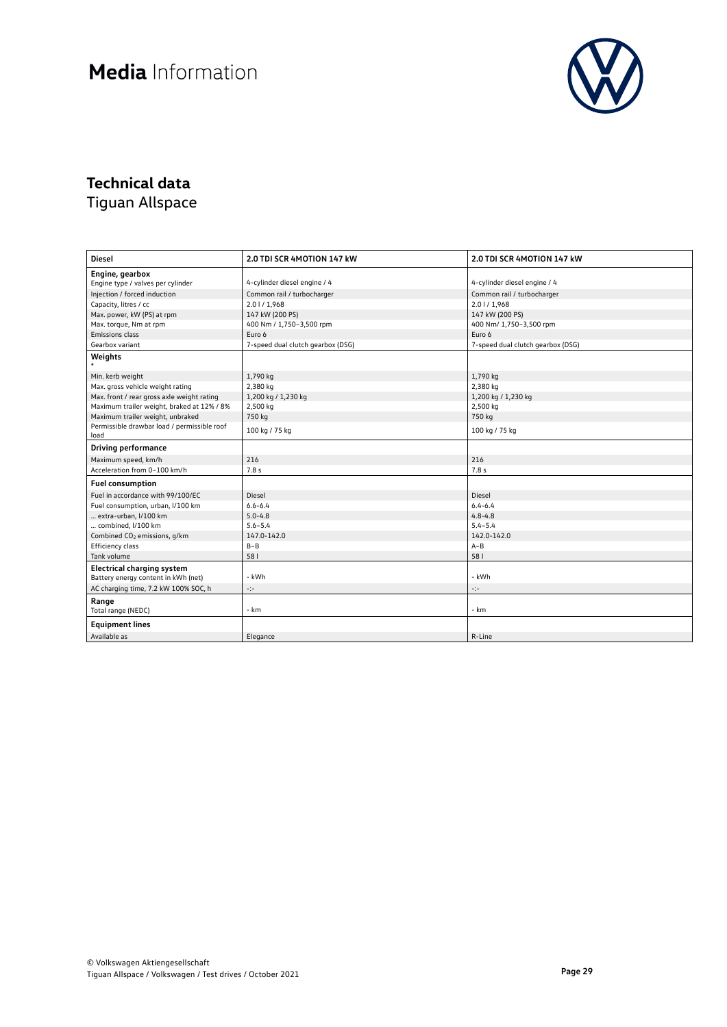# Media Information

## Technical data
Tiguan Allspace

| Diesel | 2.0 TDI SCR 4MOTION 147 kW | 2.0 TDI SCR 4MOTION 147 kW |
|---|---|---|
| **Engine, gearbox** | | |
| Engine type / valves per cylinder | 4-cylinder diesel engine / 4 | 4-cylinder diesel engine / 4 |
| Injection / forced induction | Common rail / turbocharger | Common rail / turbocharger |
| Capacity, litres / cc | 2.0 l / 1,968 | 2.0 l / 1,968 |
| Max. power, kW (PS) at rpm | 147 kW (200 PS) | 147 kW (200 PS) |
| Max. torque, Nm at rpm | 400 Nm / 1,750–3,500 rpm | 400 Nm/ 1,750–3,500 rpm |
| Emissions class | Euro 6 | Euro 6 |
| Gearbox variant | 7-speed dual clutch gearbox (DSG) | 7-speed dual clutch gearbox (DSG) |
| **Weights** * | | |
| Min. kerb weight | 1,790 kg | 1,790 kg |
| Max. gross vehicle weight rating | 2,380 kg | 2,380 kg |
| Max. front / rear gross axle weight rating | 1,200 kg / 1,230 kg | 1,200 kg / 1,230 kg |
| Maximum trailer weight, braked at 12% / 8% | 2,500 kg | 2,500 kg |
| Maximum trailer weight, unbraked | 750 kg | 750 kg |
| Permissible drawbar load / permissible roof load | 100 kg / 75 kg | 100 kg / 75 kg |
| **Driving performance** | | |
| Maximum speed, km/h | 216 | 216 |
| Acceleration from 0–100 km/h | 7.8 s | 7.8 s |
| **Fuel consumption** | | |
| Fuel in accordance with 99/100/EC | Diesel | Diesel |
| Fuel consumption, urban, l/100 km | 6.6-6.4 | 6.4-6.4 |
| ... extra-urban, l/100 km | 5.0-4.8 | 4.8-4.8 |
| ... combined, l/100 km | 5.6–5.4 | 5.4–5.4 |
| Combined $CO_2$ emissions, g/km | 147.0-142.0 | 142.0-142.0 |
| Efficiency class | B–B | A–B |
| Tank volume | 58 l | 58 l |
| **Electrical charging system** | | |
| Battery energy content in kWh (net) | - kWh | - kWh |
| AC charging time, 7.2 kW 100% SOC, h | -:- | -:- |
| **Range** | | |
| Total range (NEDC) | - km | - km |
| **Equipment lines** | | |
| Available as | Elegance | R-Line |

© Volkswagen Aktiengesellschaft
Tiguan Allspace / Volkswagen / Test drives / October 2021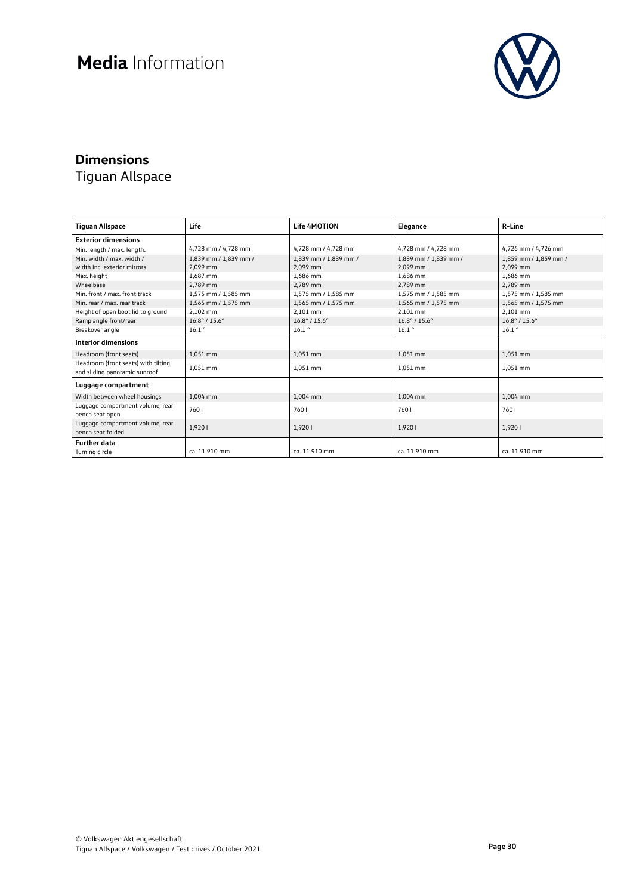## Dimensions

Tiguan Allspace

| Tiguan Allspace | Life | Life 4MOTION | Elegance | R-Line |
|---|---|---|---|---|
| **Exterior dimensions** | | | | |
| Min. length / max. length. | 4,728 mm / 4,728 mm | 4,728 mm / 4,728 mm | 4,728 mm / 4,728 mm | 4,726 mm / 4,726 mm |
| Min. width / max. width / width inc. exterior mirrors | 1,839 mm / 1,839 mm / 2,099 mm | 1,839 mm / 1,839 mm / 2,099 mm | 1,839 mm / 1,839 mm / 2,099 mm | 1,859 mm / 1,859 mm / 2,099 mm |
| Max. height | 1,687 mm | 1,686 mm | 1,686 mm | 1,686 mm |
| Wheelbase | 2,789 mm | 2,789 mm | 2,789 mm | 2,789 mm |
| Min. front / max. front track | 1,575 mm / 1,585 mm | 1,575 mm / 1,585 mm | 1,575 mm / 1,585 mm | 1,575 mm / 1,585 mm |
| Min. rear / max. rear track | 1,565 mm / 1,575 mm | 1,565 mm / 1,575 mm | 1,565 mm / 1,575 mm | 1,565 mm / 1,575 mm |
| Height of open boot lid to ground | 2,102 mm | 2,101 mm | 2,101 mm | 2,101 mm |
| Ramp angle front/rear | 16.8° / 15.6° | 16.8° / 15.6° | 16.8° / 15.6° | 16.8° / 15.6° |
| Breakover angle | 16.1 ° | 16.1 ° | 16.1 ° | 16.1 ° |
| **Interior dimensions** | | | | |
| Headroom (front seats) | 1,051 mm | 1,051 mm | 1,051 mm | 1,051 mm |
| Headroom (front seats) with tilting and sliding panoramic sunroof | 1,051 mm | 1,051 mm | 1,051 mm | 1,051 mm |
| **Luggage compartment** | | | | |
| Width between wheel housings | 1,004 mm | 1,004 mm | 1,004 mm | 1,004 mm |
| Luggage compartment volume, rear bench seat open | 760 l | 760 l | 760 l | 760 l |
| Luggage compartment volume, rear bench seat folded | 1,920 l | 1,920 l | 1,920 l | 1,920 l |
| **Further data** | | | | |
| Turning circle | ca. 11.910 mm | ca. 11.910 mm | ca. 11.910 mm | ca. 11.910 mm |